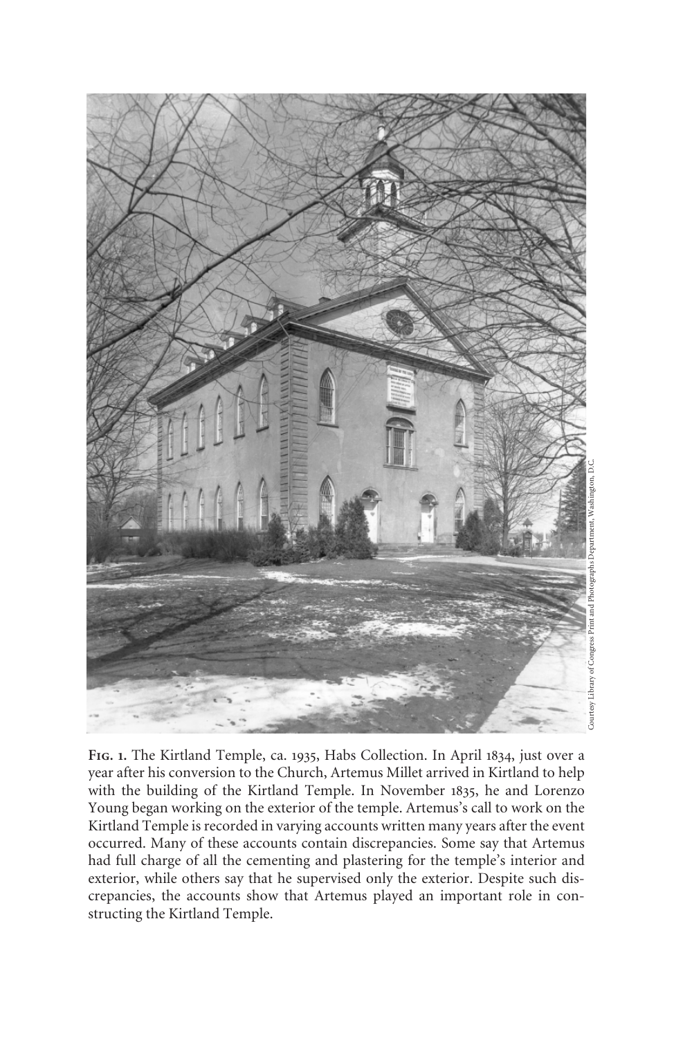Courtesy Library of Congress Print and Photographs Department, Washington, D.C.

**Fig. 1.** The Kirtland Temple, ca. 1935, Habs Collection. In April 1834, just over a year after his conversion to the Church, Artemus Millet arrived in Kirtland to help with the building of the Kirtland Temple. In November 1835, he and Lorenzo Young began working on the exterior of the temple. Artemus's call to work on the Kirtland Temple is recorded in varying accounts written many years after the event occurred. Many of these accounts contain discrepancies. Some say that Artemus had full charge of all the cementing and plastering for the temple's interior and exterior, while others say that he supervised only the exterior. Despite such discrepancies, the accounts show that Artemus played an important role in constructing the Kirtland Temple.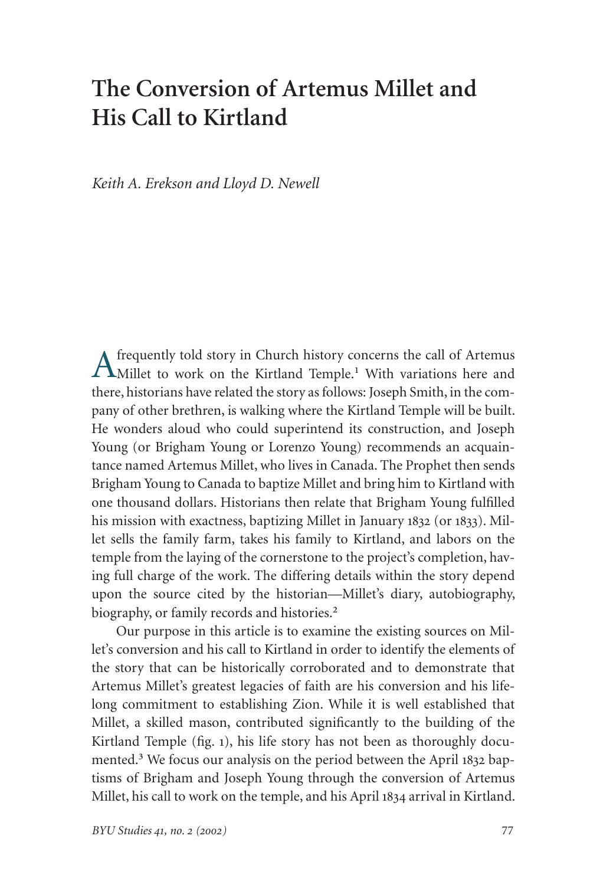# The Conversion of Artemus Millet and His Call to Kirtland

*Keith A. Erekson and Lloyd D. Newell*

A frequently told story in Church history concerns the call of Artemus Millet to work on the Kirtland Temple.[1] With variations here and there, historians have related the story as follows: Joseph Smith, in the company of other brethren, is walking where the Kirtland Temple will be built. He wonders aloud who could superintend its construction, and Joseph Young (or Brigham Young or Lorenzo Young) recommends an acquaintance named Artemus Millet, who lives in Canada. The Prophet then sends Brigham Young to Canada to baptize Millet and bring him to Kirtland with one thousand dollars. Historians then relate that Brigham Young fulfilled his mission with exactness, baptizing Millet in January 1832 (or 1833). Millet sells the family farm, takes his family to Kirtland, and labors on the temple from the laying of the cornerstone to the project's completion, having full charge of the work. The differing details within the story depend upon the source cited by the historian—Millet's diary, autobiography, biography, or family records and histories.[2]

Our purpose in this article is to examine the existing sources on Millet's conversion and his call to Kirtland in order to identify the elements of the story that can be historically corroborated and to demonstrate that Artemus Millet's greatest legacies of faith are his conversion and his lifelong commitment to establishing Zion. While it is well established that Millet, a skilled mason, contributed significantly to the building of the Kirtland Temple (fig. 1), his life story has not been as thoroughly documented.[3] We focus our analysis on the period between the April 1832 baptisms of Brigham and Joseph Young through the conversion of Artemus Millet, his call to work on the temple, and his April 1834 arrival in Kirtland.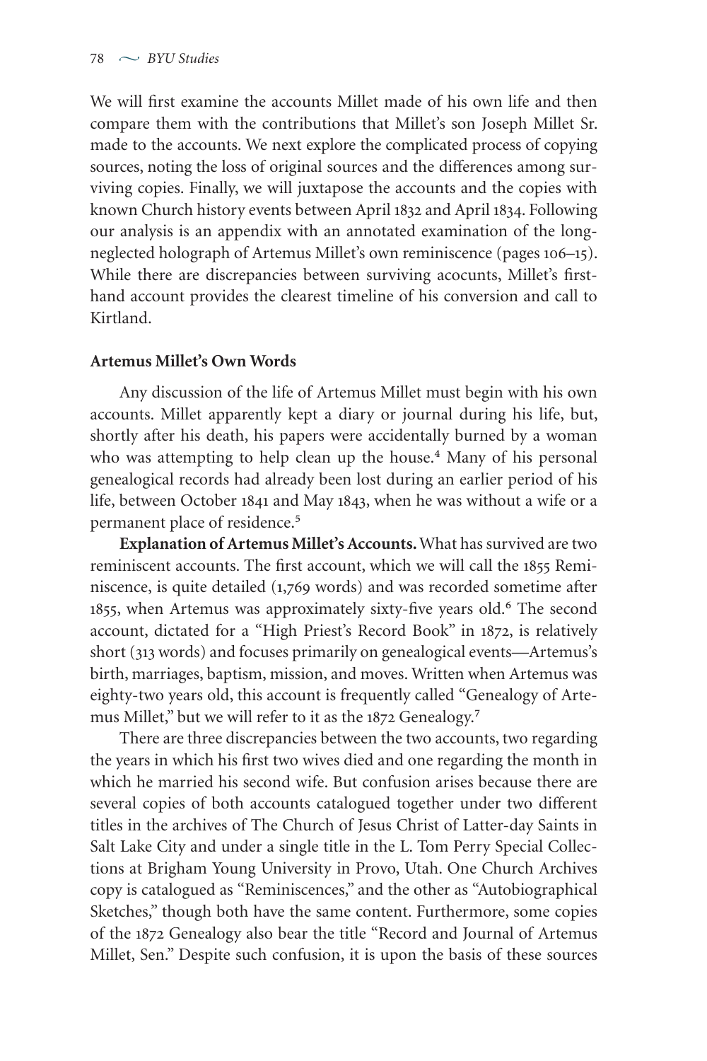We will first examine the accounts Millet made of his own life and then compare them with the contributions that Millet's son Joseph Millet Sr. made to the accounts. We next explore the complicated process of copying sources, noting the loss of original sources and the differences among surviving copies. Finally, we will juxtapose the accounts and the copies with known Church history events between April 1832 and April 1834. Following our analysis is an appendix with an annotated examination of the long-neglected holograph of Artemus Millet's own reminiscence (pages 106–15). While there are discrepancies between surviving acocunts, Millet's first-hand account provides the clearest timeline of his conversion and call to Kirtland.

### Artemus Millet's Own Words

Any discussion of the life of Artemus Millet must begin with his own accounts. Millet apparently kept a diary or journal during his life, but, shortly after his death, his papers were accidentally burned by a woman who was attempting to help clean up the house.[4] Many of his personal genealogical records had already been lost during an earlier period of his life, between October 1841 and May 1843, when he was without a wife or a permanent place of residence.[5]

**Explanation of Artemus Millet's Accounts.** What has survived are two reminiscent accounts. The first account, which we will call the 1855 Reminiscence, is quite detailed (1,769 words) and was recorded sometime after 1855, when Artemus was approximately sixty-five years old.[6] The second account, dictated for a "High Priest's Record Book" in 1872, is relatively short (313 words) and focuses primarily on genealogical events—Artemus's birth, marriages, baptism, mission, and moves. Written when Artemus was eighty-two years old, this account is frequently called "Genealogy of Artemus Millet," but we will refer to it as the 1872 Genealogy.[7]

There are three discrepancies between the two accounts, two regarding the years in which his first two wives died and one regarding the month in which he married his second wife. But confusion arises because there are several copies of both accounts catalogued together under two different titles in the archives of The Church of Jesus Christ of Latter-day Saints in Salt Lake City and under a single title in the L. Tom Perry Special Collections at Brigham Young University in Provo, Utah. One Church Archives copy is catalogued as "Reminiscences," and the other as "Autobiographical Sketches," though both have the same content. Furthermore, some copies of the 1872 Genealogy also bear the title "Record and Journal of Artemus Millet, Sen." Despite such confusion, it is upon the basis of these sources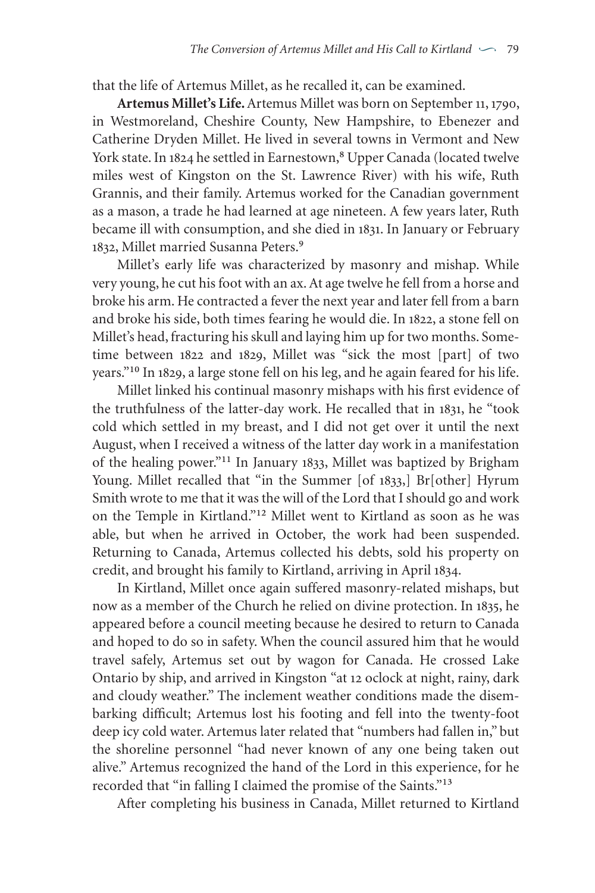that the life of Artemus Millet, as he recalled it, can be examined.

**Artemus Millet's Life.** Artemus Millet was born on September 11, 1790, in Westmoreland, Cheshire County, New Hampshire, to Ebenezer and Catherine Dryden Millet. He lived in several towns in Vermont and New York state. In 1824 he settled in Earnestown,[8] Upper Canada (located twelve miles west of Kingston on the St. Lawrence River) with his wife, Ruth Grannis, and their family. Artemus worked for the Canadian government as a mason, a trade he had learned at age nineteen. A few years later, Ruth became ill with consumption, and she died in 1831. In January or February 1832, Millet married Susanna Peters.[9]

Millet's early life was characterized by masonry and mishap. While very young, he cut his foot with an ax. At age twelve he fell from a horse and broke his arm. He contracted a fever the next year and later fell from a barn and broke his side, both times fearing he would die. In 1822, a stone fell on Millet's head, fracturing his skull and laying him up for two months. Sometime between 1822 and 1829, Millet was "sick the most [part] of two years."[10] In 1829, a large stone fell on his leg, and he again feared for his life.

Millet linked his continual masonry mishaps with his first evidence of the truthfulness of the latter-day work. He recalled that in 1831, he "took cold which settled in my breast, and I did not get over it until the next August, when I received a witness of the latter day work in a manifestation of the healing power."[11] In January 1833, Millet was baptized by Brigham Young. Millet recalled that "in the Summer [of 1833,] Br[other] Hyrum Smith wrote to me that it was the will of the Lord that I should go and work on the Temple in Kirtland."[12] Millet went to Kirtland as soon as he was able, but when he arrived in October, the work had been suspended. Returning to Canada, Artemus collected his debts, sold his property on credit, and brought his family to Kirtland, arriving in April 1834.

In Kirtland, Millet once again suffered masonry-related mishaps, but now as a member of the Church he relied on divine protection. In 1835, he appeared before a council meeting because he desired to return to Canada and hoped to do so in safety. When the council assured him that he would travel safely, Artemus set out by wagon for Canada. He crossed Lake Ontario by ship, and arrived in Kingston "at 12 oclock at night, rainy, dark and cloudy weather." The inclement weather conditions made the disembarking difficult; Artemus lost his footing and fell into the twenty-foot deep icy cold water. Artemus later related that "numbers had fallen in," but the shoreline personnel "had never known of any one being taken out alive." Artemus recognized the hand of the Lord in this experience, for he recorded that "in falling I claimed the promise of the Saints."[13]

After completing his business in Canada, Millet returned to Kirtland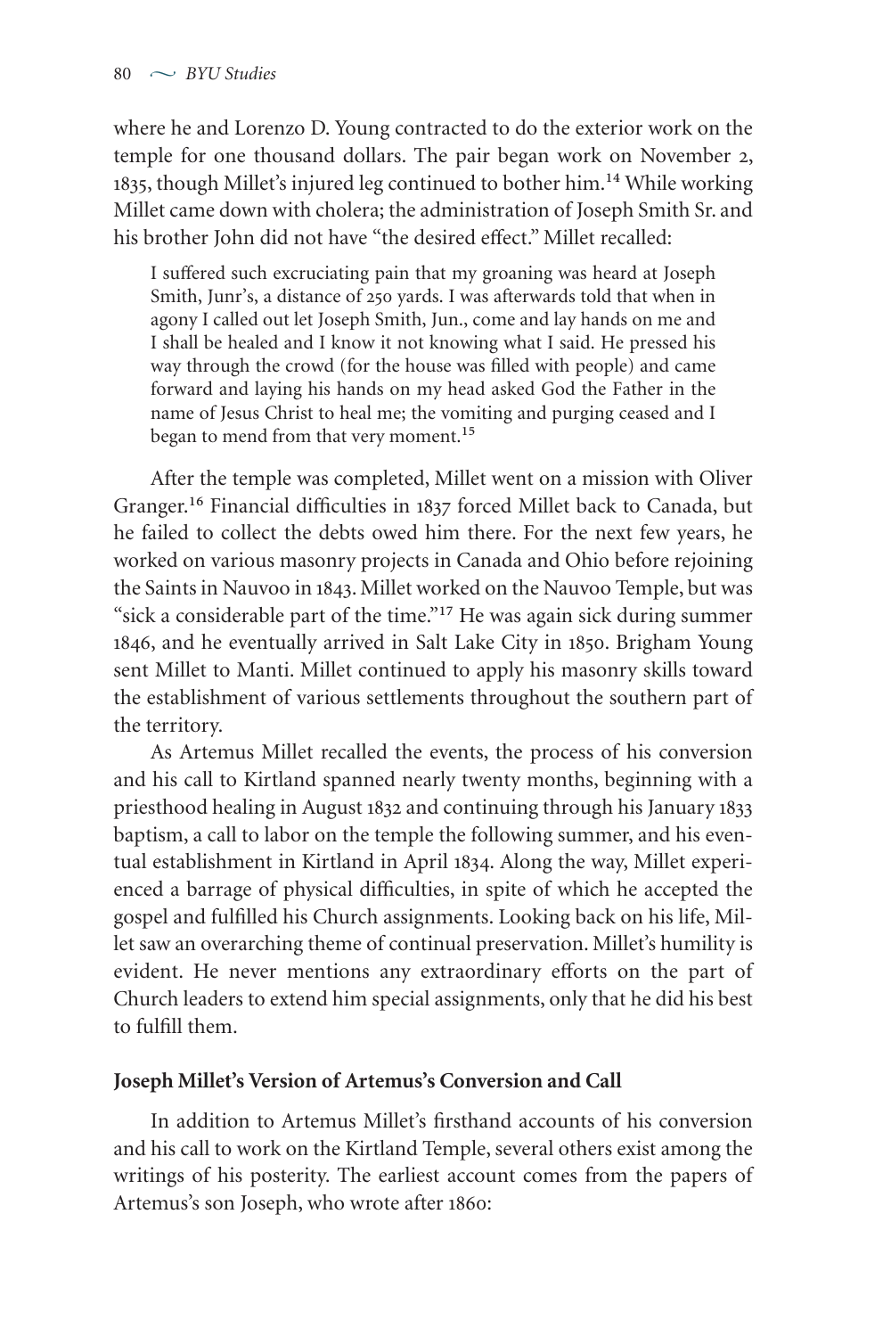where he and Lorenzo D. Young contracted to do the exterior work on the temple for one thousand dollars. The pair began work on November 2, 1835, though Millet's injured leg continued to bother him.[14] While working Millet came down with cholera; the administration of Joseph Smith Sr. and his brother John did not have "the desired effect." Millet recalled:

> I suffered such excruciating pain that my groaning was heard at Joseph Smith, Junr's, a distance of 250 yards. I was afterwards told that when in agony I called out let Joseph Smith, Jun., come and lay hands on me and I shall be healed and I know it not knowing what I said. He pressed his way through the crowd (for the house was filled with people) and came forward and laying his hands on my head asked God the Father in the name of Jesus Christ to heal me; the vomiting and purging ceased and I began to mend from that very moment.[15]

After the temple was completed, Millet went on a mission with Oliver Granger.[16] Financial difficulties in 1837 forced Millet back to Canada, but he failed to collect the debts owed him there. For the next few years, he worked on various masonry projects in Canada and Ohio before rejoining the Saints in Nauvoo in 1843. Millet worked on the Nauvoo Temple, but was "sick a considerable part of the time."[17] He was again sick during summer 1846, and he eventually arrived in Salt Lake City in 1850. Brigham Young sent Millet to Manti. Millet continued to apply his masonry skills toward the establishment of various settlements throughout the southern part of the territory.

As Artemus Millet recalled the events, the process of his conversion and his call to Kirtland spanned nearly twenty months, beginning with a priesthood healing in August 1832 and continuing through his January 1833 baptism, a call to labor on the temple the following summer, and his eventual establishment in Kirtland in April 1834. Along the way, Millet experienced a barrage of physical difficulties, in spite of which he accepted the gospel and fulfilled his Church assignments. Looking back on his life, Millet saw an overarching theme of continual preservation. Millet's humility is evident. He never mentions any extraordinary efforts on the part of Church leaders to extend him special assignments, only that he did his best to fulfill them.

### Joseph Millet's Version of Artemus's Conversion and Call

In addition to Artemus Millet's firsthand accounts of his conversion and his call to work on the Kirtland Temple, several others exist among the writings of his posterity. The earliest account comes from the papers of Artemus's son Joseph, who wrote after 1860: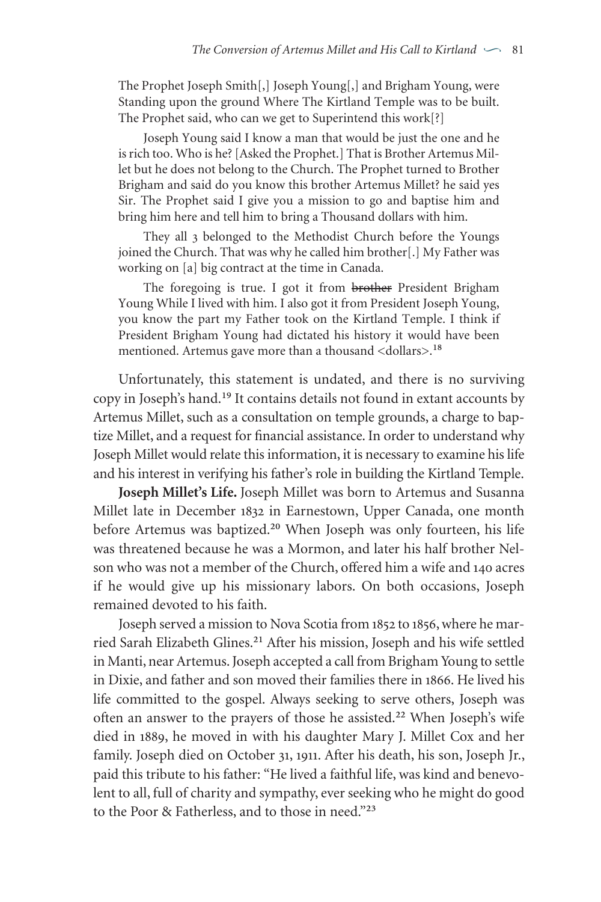> The Prophet Joseph Smith[,] Joseph Young[,] and Brigham Young, were Standing upon the ground Where The Kirtland Temple was to be built. The Prophet said, who can we get to Superintend this work[?]
>
> Joseph Young said I know a man that would be just the one and he is rich too. Who is he? [Asked the Prophet.] That is Brother Artemus Millet but he does not belong to the Church. The Prophet turned to Brother Brigham and said do you know this brother Artemus Millet? he said yes Sir. The Prophet said I give you a mission to go and baptise him and bring him here and tell him to bring a Thousand dollars with him.
>
> They all 3 belonged to the Methodist Church before the Youngs joined the Church. That was why he called him brother[.] My Father was working on [a] big contract at the time in Canada.
>
> The foregoing is true. I got it from ~~brother~~ President Brigham Young While I lived with him. I also got it from President Joseph Young, you know the part my Father took on the Kirtland Temple. I think if President Brigham Young had dictated his history it would have been mentioned. Artemus gave more than a thousand <dollars>.[18]

Unfortunately, this statement is undated, and there is no surviving copy in Joseph's hand.[19] It contains details not found in extant accounts by Artemus Millet, such as a consultation on temple grounds, a charge to baptize Millet, and a request for financial assistance. In order to understand why Joseph Millet would relate this information, it is necessary to examine his life and his interest in verifying his father's role in building the Kirtland Temple.

**Joseph Millet's Life.** Joseph Millet was born to Artemus and Susanna Millet late in December 1832 in Earnestown, Upper Canada, one month before Artemus was baptized.[20] When Joseph was only fourteen, his life was threatened because he was a Mormon, and later his half brother Nelson who was not a member of the Church, offered him a wife and 140 acres if he would give up his missionary labors. On both occasions, Joseph remained devoted to his faith.

Joseph served a mission to Nova Scotia from 1852 to 1856, where he married Sarah Elizabeth Glines.[21] After his mission, Joseph and his wife settled in Manti, near Artemus. Joseph accepted a call from Brigham Young to settle in Dixie, and father and son moved their families there in 1866. He lived his life committed to the gospel. Always seeking to serve others, Joseph was often an answer to the prayers of those he assisted.[22] When Joseph's wife died in 1889, he moved in with his daughter Mary J. Millet Cox and her family. Joseph died on October 31, 1911. After his death, his son, Joseph Jr., paid this tribute to his father: "He lived a faithful life, was kind and benevolent to all, full of charity and sympathy, ever seeking who he might do good to the Poor & Fatherless, and to those in need."[23]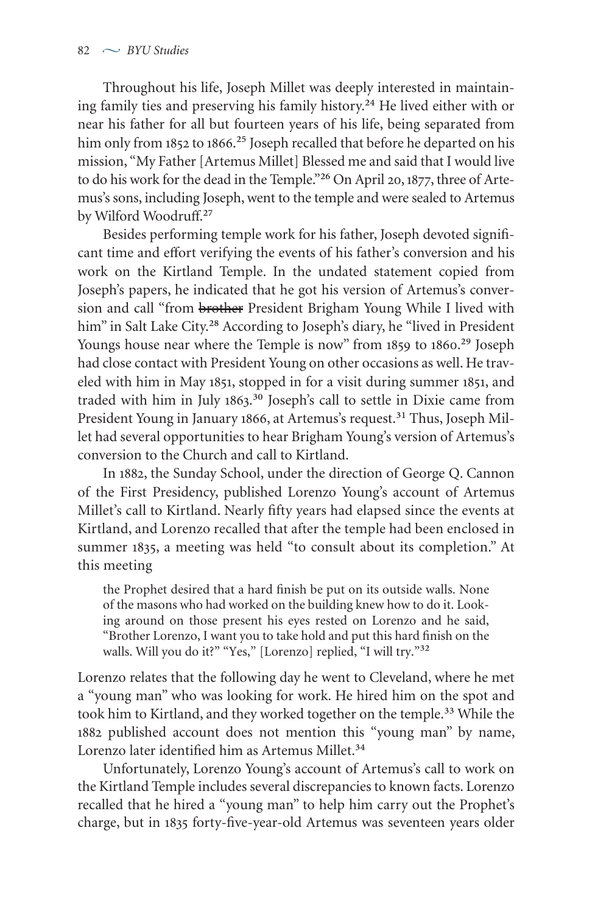Throughout his life, Joseph Millet was deeply interested in maintaining family ties and preserving his family history.[24] He lived either with or near his father for all but fourteen years of his life, being separated from him only from 1852 to 1866.[25] Joseph recalled that before he departed on his mission, "My Father [Artemus Millet] Blessed me and said that I would live to do his work for the dead in the Temple."[26] On April 20, 1877, three of Artemus's sons, including Joseph, went to the temple and were sealed to Artemus by Wilford Woodruff.[27]

Besides performing temple work for his father, Joseph devoted significant time and effort verifying the events of his father's conversion and his work on the Kirtland Temple. In the undated statement copied from Joseph's papers, he indicated that he got his version of Artemus's conversion and call "from ~~brother~~ President Brigham Young While I lived with him" in Salt Lake City.[28] According to Joseph's diary, he "lived in President Youngs house near where the Temple is now" from 1859 to 1860.[29] Joseph had close contact with President Young on other occasions as well. He traveled with him in May 1851, stopped in for a visit during summer 1851, and traded with him in July 1863.[30] Joseph's call to settle in Dixie came from President Young in January 1866, at Artemus's request.[31] Thus, Joseph Millet had several opportunities to hear Brigham Young's version of Artemus's conversion to the Church and call to Kirtland.

In 1882, the Sunday School, under the direction of George Q. Cannon of the First Presidency, published Lorenzo Young's account of Artemus Millet's call to Kirtland. Nearly fifty years had elapsed since the events at Kirtland, and Lorenzo recalled that after the temple had been enclosed in summer 1835, a meeting was held "to consult about its completion." At this meeting

> the Prophet desired that a hard finish be put on its outside walls. None of the masons who had worked on the building knew how to do it. Looking around on those present his eyes rested on Lorenzo and he said, "Brother Lorenzo, I want you to take hold and put this hard finish on the walls. Will you do it?" "Yes," [Lorenzo] replied, "I will try."[32]

Lorenzo relates that the following day he went to Cleveland, where he met a "young man" who was looking for work. He hired him on the spot and took him to Kirtland, and they worked together on the temple.[33] While the 1882 published account does not mention this "young man" by name, Lorenzo later identified him as Artemus Millet.[34]

Unfortunately, Lorenzo Young's account of Artemus's call to work on the Kirtland Temple includes several discrepancies to known facts. Lorenzo recalled that he hired a "young man" to help him carry out the Prophet's charge, but in 1835 forty-five-year-old Artemus was seventeen years older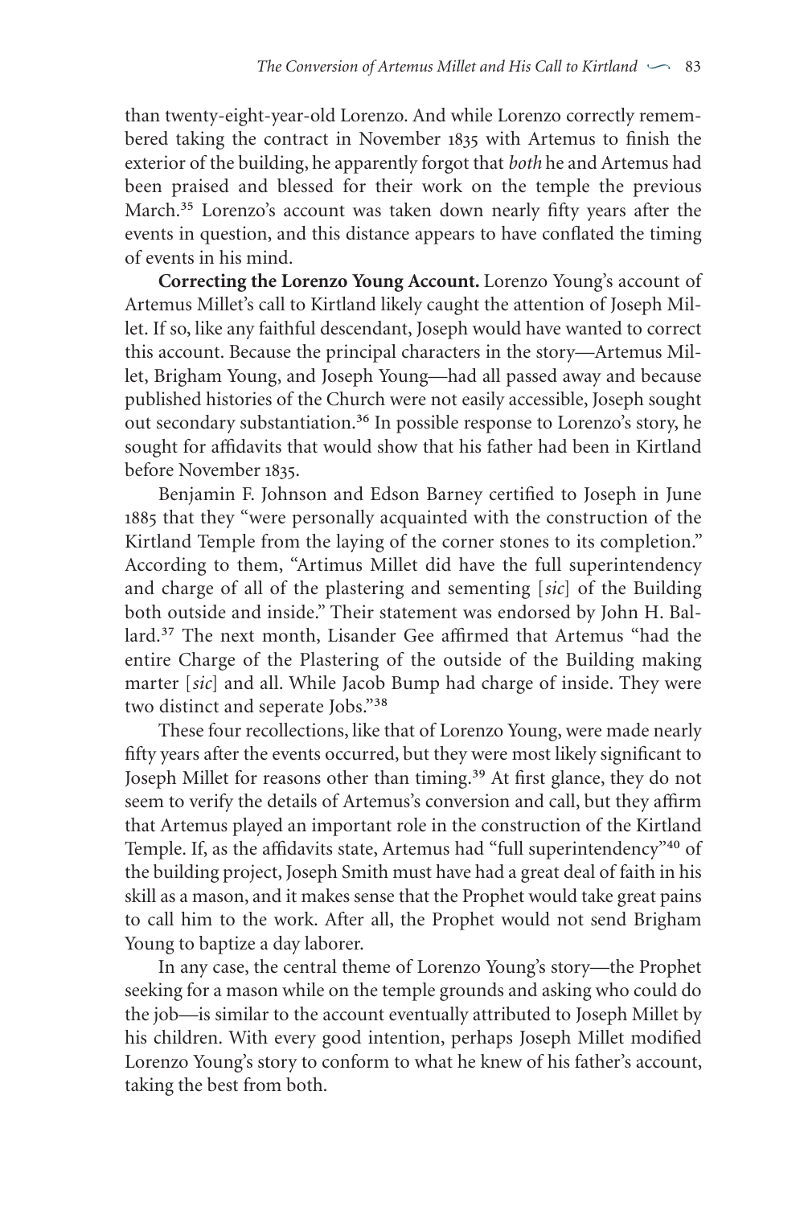than twenty-eight-year-old Lorenzo. And while Lorenzo correctly remembered taking the contract in November 1835 with Artemus to finish the exterior of the building, he apparently forgot that *both* he and Artemus had been praised and blessed for their work on the temple the previous March.[35] Lorenzo's account was taken down nearly fifty years after the events in question, and this distance appears to have conflated the timing of events in his mind.

**Correcting the Lorenzo Young Account.** Lorenzo Young's account of Artemus Millet's call to Kirtland likely caught the attention of Joseph Millet. If so, like any faithful descendant, Joseph would have wanted to correct this account. Because the principal characters in the story—Artemus Millet, Brigham Young, and Joseph Young—had all passed away and because published histories of the Church were not easily accessible, Joseph sought out secondary substantiation.[36] In possible response to Lorenzo's story, he sought for affidavits that would show that his father had been in Kirtland before November 1835.

Benjamin F. Johnson and Edson Barney certified to Joseph in June 1885 that they "were personally acquainted with the construction of the Kirtland Temple from the laying of the corner stones to its completion." According to them, "Artimus Millet did have the full superintendency and charge of all of the plastering and sementing [*sic*] of the Building both outside and inside." Their statement was endorsed by John H. Ballard.[37] The next month, Lisander Gee affirmed that Artemus "had the entire Charge of the Plastering of the outside of the Building making marter [*sic*] and all. While Jacob Bump had charge of inside. They were two distinct and seperate Jobs."[38]

These four recollections, like that of Lorenzo Young, were made nearly fifty years after the events occurred, but they were most likely significant to Joseph Millet for reasons other than timing.[39] At first glance, they do not seem to verify the details of Artemus's conversion and call, but they affirm that Artemus played an important role in the construction of the Kirtland Temple. If, as the affidavits state, Artemus had "full superintendency"[40] of the building project, Joseph Smith must have had a great deal of faith in his skill as a mason, and it makes sense that the Prophet would take great pains to call him to the work. After all, the Prophet would not send Brigham Young to baptize a day laborer.

In any case, the central theme of Lorenzo Young's story—the Prophet seeking for a mason while on the temple grounds and asking who could do the job—is similar to the account eventually attributed to Joseph Millet by his children. With every good intention, perhaps Joseph Millet modified Lorenzo Young's story to conform to what he knew of his father's account, taking the best from both.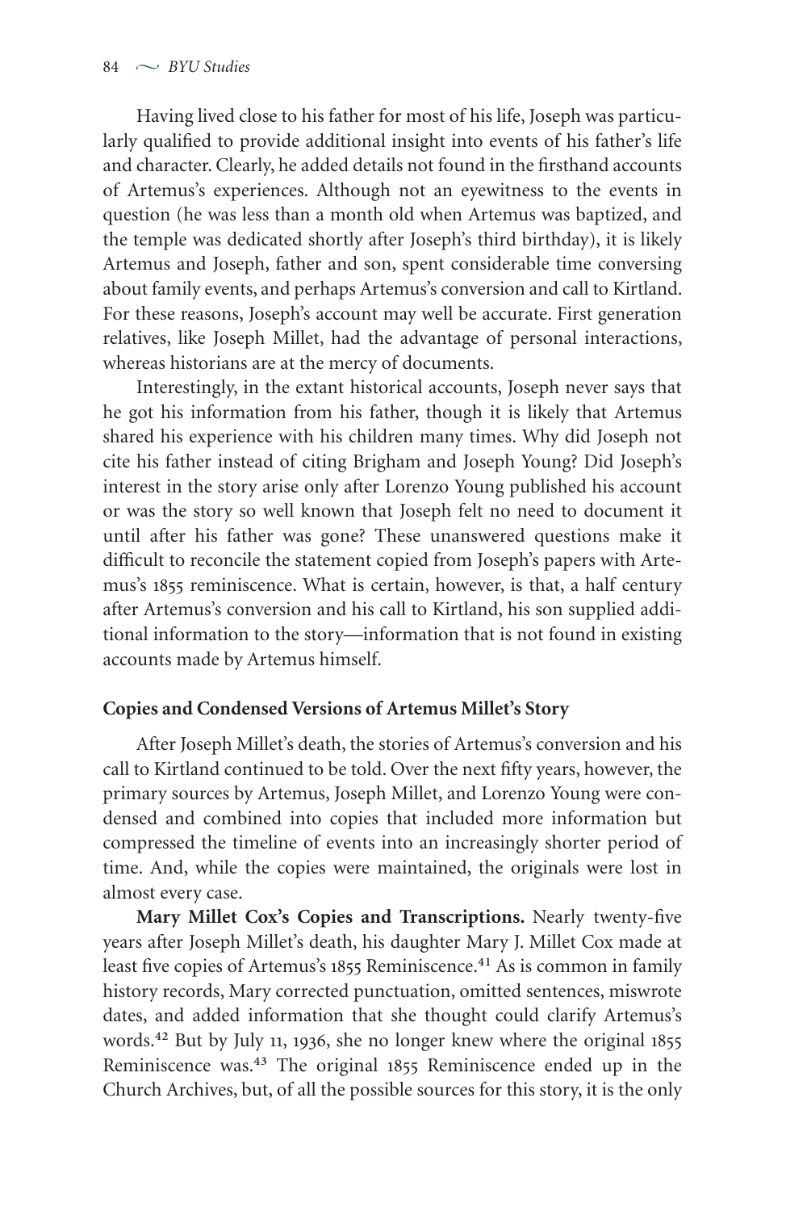Having lived close to his father for most of his life, Joseph was particularly qualified to provide additional insight into events of his father's life and character. Clearly, he added details not found in the firsthand accounts of Artemus's experiences. Although not an eyewitness to the events in question (he was less than a month old when Artemus was baptized, and the temple was dedicated shortly after Joseph's third birthday), it is likely Artemus and Joseph, father and son, spent considerable time conversing about family events, and perhaps Artemus's conversion and call to Kirtland. For these reasons, Joseph's account may well be accurate. First generation relatives, like Joseph Millet, had the advantage of personal interactions, whereas historians are at the mercy of documents.

Interestingly, in the extant historical accounts, Joseph never says that he got his information from his father, though it is likely that Artemus shared his experience with his children many times. Why did Joseph not cite his father instead of citing Brigham and Joseph Young? Did Joseph's interest in the story arise only after Lorenzo Young published his account or was the story so well known that Joseph felt no need to document it until after his father was gone? These unanswered questions make it difficult to reconcile the statement copied from Joseph's papers with Artemus's 1855 reminiscence. What is certain, however, is that, a half century after Artemus's conversion and his call to Kirtland, his son supplied additional information to the story—information that is not found in existing accounts made by Artemus himself.

### Copies and Condensed Versions of Artemus Millet's Story

After Joseph Millet's death, the stories of Artemus's conversion and his call to Kirtland continued to be told. Over the next fifty years, however, the primary sources by Artemus, Joseph Millet, and Lorenzo Young were condensed and combined into copies that included more information but compressed the timeline of events into an increasingly shorter period of time. And, while the copies were maintained, the originals were lost in almost every case.

**Mary Millet Cox's Copies and Transcriptions.** Nearly twenty-five years after Joseph Millet's death, his daughter Mary J. Millet Cox made at least five copies of Artemus's 1855 Reminiscence.[41] As is common in family history records, Mary corrected punctuation, omitted sentences, miswrote dates, and added information that she thought could clarify Artemus's words.[42] But by July 11, 1936, she no longer knew where the original 1855 Reminiscence was.[43] The original 1855 Reminiscence ended up in the Church Archives, but, of all the possible sources for this story, it is the only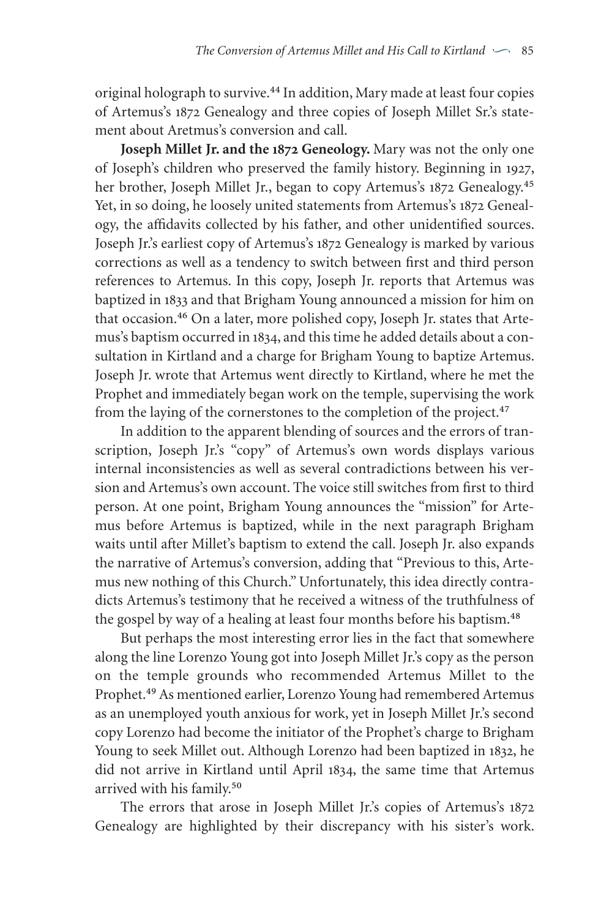original holograph to survive.[44] In addition, Mary made at least four copies of Artemus's 1872 Genealogy and three copies of Joseph Millet Sr.'s statement about Aretmus's conversion and call.

**Joseph Millet Jr. and the 1872 Geneology.** Mary was not the only one of Joseph's children who preserved the family history. Beginning in 1927, her brother, Joseph Millet Jr., began to copy Artemus's 1872 Genealogy.[45] Yet, in so doing, he loosely united statements from Artemus's 1872 Genealogy, the affidavits collected by his father, and other unidentified sources. Joseph Jr.'s earliest copy of Artemus's 1872 Genealogy is marked by various corrections as well as a tendency to switch between first and third person references to Artemus. In this copy, Joseph Jr. reports that Artemus was baptized in 1833 and that Brigham Young announced a mission for him on that occasion.[46] On a later, more polished copy, Joseph Jr. states that Artemus's baptism occurred in 1834, and this time he added details about a consultation in Kirtland and a charge for Brigham Young to baptize Artemus. Joseph Jr. wrote that Artemus went directly to Kirtland, where he met the Prophet and immediately began work on the temple, supervising the work from the laying of the cornerstones to the completion of the project.[47]

In addition to the apparent blending of sources and the errors of transcription, Joseph Jr.'s "copy" of Artemus's own words displays various internal inconsistencies as well as several contradictions between his version and Artemus's own account. The voice still switches from first to third person. At one point, Brigham Young announces the "mission" for Artemus before Artemus is baptized, while in the next paragraph Brigham waits until after Millet's baptism to extend the call. Joseph Jr. also expands the narrative of Artemus's conversion, adding that "Previous to this, Artemus new nothing of this Church." Unfortunately, this idea directly contradicts Artemus's testimony that he received a witness of the truthfulness of the gospel by way of a healing at least four months before his baptism.[48]

But perhaps the most interesting error lies in the fact that somewhere along the line Lorenzo Young got into Joseph Millet Jr.'s copy as the person on the temple grounds who recommended Artemus Millet to the Prophet.[49] As mentioned earlier, Lorenzo Young had remembered Artemus as an unemployed youth anxious for work, yet in Joseph Millet Jr.'s second copy Lorenzo had become the initiator of the Prophet's charge to Brigham Young to seek Millet out. Although Lorenzo had been baptized in 1832, he did not arrive in Kirtland until April 1834, the same time that Artemus arrived with his family.[50]

The errors that arose in Joseph Millet Jr.'s copies of Artemus's 1872 Genealogy are highlighted by their discrepancy with his sister's work.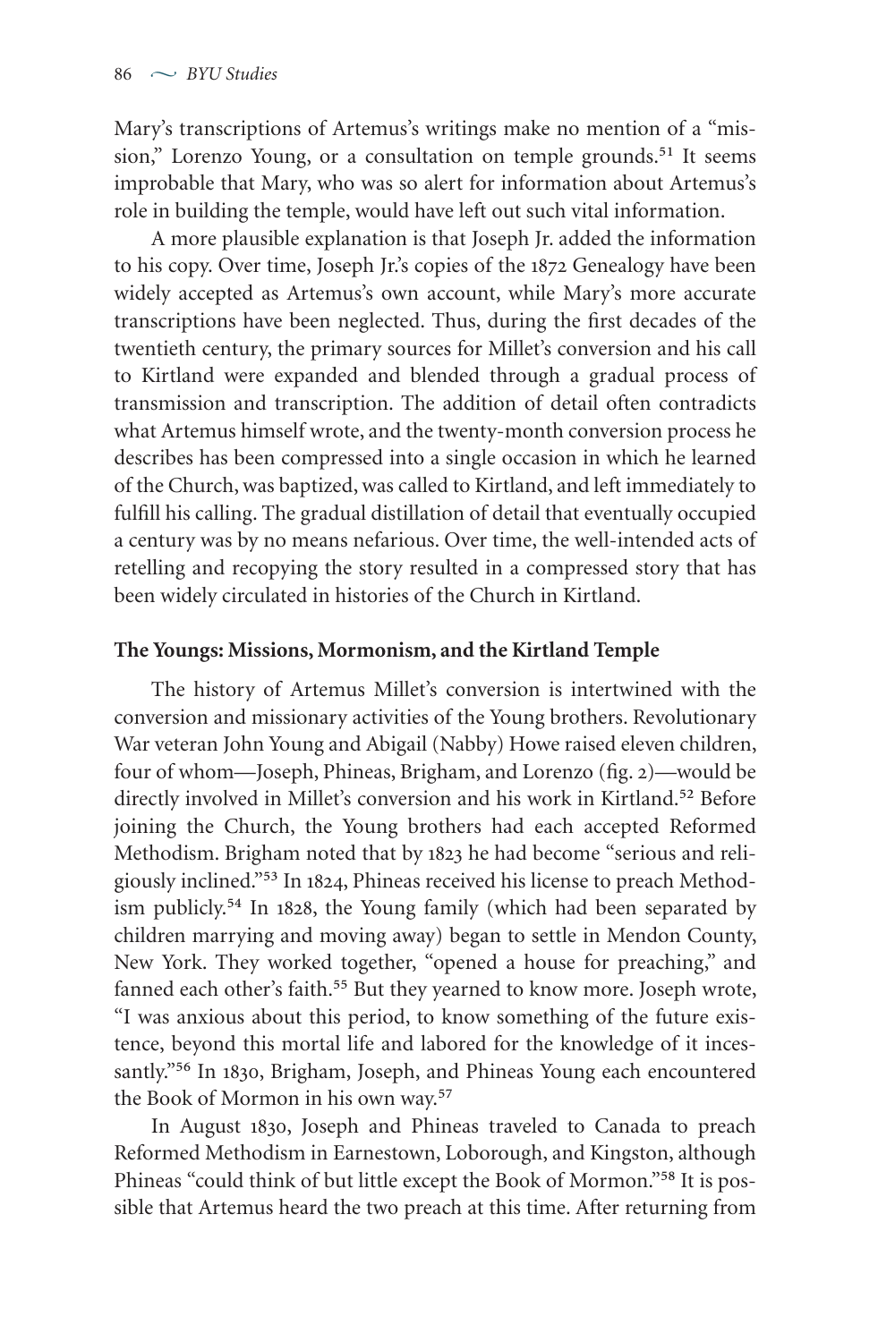Mary's transcriptions of Artemus's writings make no mention of a "mission," Lorenzo Young, or a consultation on temple grounds.[51] It seems improbable that Mary, who was so alert for information about Artemus's role in building the temple, would have left out such vital information.

A more plausible explanation is that Joseph Jr. added the information to his copy. Over time, Joseph Jr.'s copies of the 1872 Genealogy have been widely accepted as Artemus's own account, while Mary's more accurate transcriptions have been neglected. Thus, during the first decades of the twentieth century, the primary sources for Millet's conversion and his call to Kirtland were expanded and blended through a gradual process of transmission and transcription. The addition of detail often contradicts what Artemus himself wrote, and the twenty-month conversion process he describes has been compressed into a single occasion in which he learned of the Church, was baptized, was called to Kirtland, and left immediately to fulfill his calling. The gradual distillation of detail that eventually occupied a century was by no means nefarious. Over time, the well-intended acts of retelling and recopying the story resulted in a compressed story that has been widely circulated in histories of the Church in Kirtland.

## The Youngs: Missions, Mormonism, and the Kirtland Temple

The history of Artemus Millet's conversion is intertwined with the conversion and missionary activities of the Young brothers. Revolutionary War veteran John Young and Abigail (Nabby) Howe raised eleven children, four of whom—Joseph, Phineas, Brigham, and Lorenzo (fig. 2)—would be directly involved in Millet's conversion and his work in Kirtland.[52] Before joining the Church, the Young brothers had each accepted Reformed Methodism. Brigham noted that by 1823 he had become "serious and religiously inclined."[53] In 1824, Phineas received his license to preach Methodism publicly.[54] In 1828, the Young family (which had been separated by children marrying and moving away) began to settle in Mendon County, New York. They worked together, "opened a house for preaching," and fanned each other's faith.[55] But they yearned to know more. Joseph wrote, "I was anxious about this period, to know something of the future existence, beyond this mortal life and labored for the knowledge of it incessantly."[56] In 1830, Brigham, Joseph, and Phineas Young each encountered the Book of Mormon in his own way.[57]

In August 1830, Joseph and Phineas traveled to Canada to preach Reformed Methodism in Earnestown, Loborough, and Kingston, although Phineas "could think of but little except the Book of Mormon."[58] It is possible that Artemus heard the two preach at this time. After returning from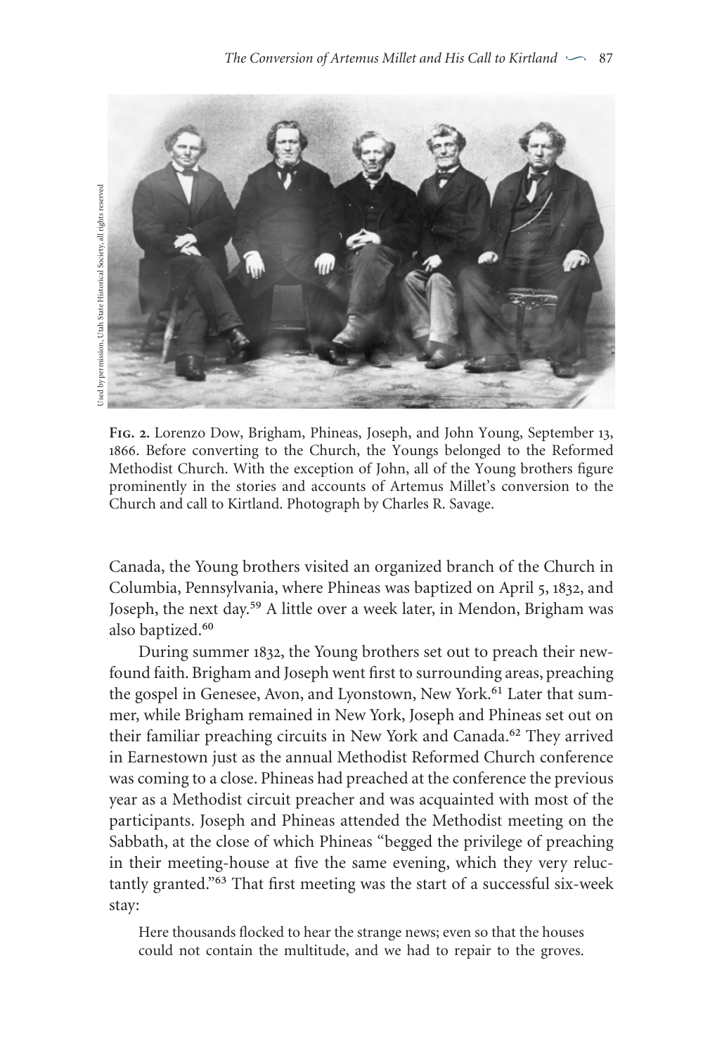Used by permission, Utah State Historical Society, all rights reserved

**Fig. 2.** Lorenzo Dow, Brigham, Phineas, Joseph, and John Young, September 13, 1866. Before converting to the Church, the Youngs belonged to the Reformed Methodist Church. With the exception of John, all of the Young brothers figure prominently in the stories and accounts of Artemus Millet's conversion to the Church and call to Kirtland. Photograph by Charles R. Savage.

Canada, the Young brothers visited an organized branch of the Church in Columbia, Pennsylvania, where Phineas was baptized on April 5, 1832, and Joseph, the next day.[59] A little over a week later, in Mendon, Brigham was also baptized.[60]

During summer 1832, the Young brothers set out to preach their newfound faith. Brigham and Joseph went first to surrounding areas, preaching the gospel in Genesee, Avon, and Lyonstown, New York.[61] Later that summer, while Brigham remained in New York, Joseph and Phineas set out on their familiar preaching circuits in New York and Canada.[62] They arrived in Earnestown just as the annual Methodist Reformed Church conference was coming to a close. Phineas had preached at the conference the previous year as a Methodist circuit preacher and was acquainted with most of the participants. Joseph and Phineas attended the Methodist meeting on the Sabbath, at the close of which Phineas "begged the privilege of preaching in their meeting-house at five the same evening, which they very reluctantly granted."[63] That first meeting was the start of a successful six-week stay:

> Here thousands flocked to hear the strange news; even so that the houses could not contain the multitude, and we had to repair to the groves.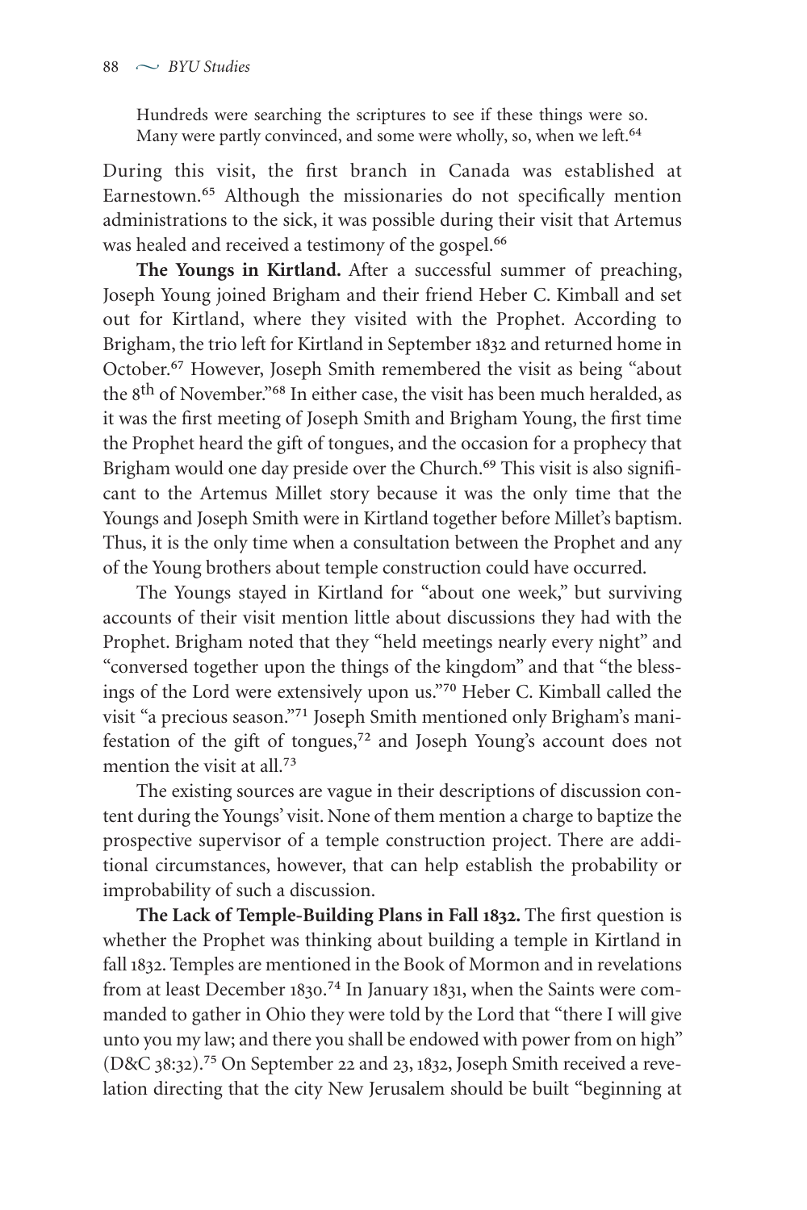> Hundreds were searching the scriptures to see if these things were so. Many were partly convinced, and some were wholly, so, when we left.[64]

During this visit, the first branch in Canada was established at Earnestown.[65] Although the missionaries do not specifically mention administrations to the sick, it was possible during their visit that Artemus was healed and received a testimony of the gospel.[66]

**The Youngs in Kirtland.** After a successful summer of preaching, Joseph Young joined Brigham and their friend Heber C. Kimball and set out for Kirtland, where they visited with the Prophet. According to Brigham, the trio left for Kirtland in September 1832 and returned home in October.[67] However, Joseph Smith remembered the visit as being "about the 8th of November."[68] In either case, the visit has been much heralded, as it was the first meeting of Joseph Smith and Brigham Young, the first time the Prophet heard the gift of tongues, and the occasion for a prophecy that Brigham would one day preside over the Church.[69] This visit is also significant to the Artemus Millet story because it was the only time that the Youngs and Joseph Smith were in Kirtland together before Millet's baptism. Thus, it is the only time when a consultation between the Prophet and any of the Young brothers about temple construction could have occurred.

The Youngs stayed in Kirtland for "about one week," but surviving accounts of their visit mention little about discussions they had with the Prophet. Brigham noted that they "held meetings nearly every night" and "conversed together upon the things of the kingdom" and that "the blessings of the Lord were extensively upon us."[70] Heber C. Kimball called the visit "a precious season."[71] Joseph Smith mentioned only Brigham's manifestation of the gift of tongues,[72] and Joseph Young's account does not mention the visit at all.[73]

The existing sources are vague in their descriptions of discussion content during the Youngs' visit. None of them mention a charge to baptize the prospective supervisor of a temple construction project. There are additional circumstances, however, that can help establish the probability or improbability of such a discussion.

**The Lack of Temple-Building Plans in Fall 1832.** The first question is whether the Prophet was thinking about building a temple in Kirtland in fall 1832. Temples are mentioned in the Book of Mormon and in revelations from at least December 1830.[74] In January 1831, when the Saints were commanded to gather in Ohio they were told by the Lord that "there I will give unto you my law; and there you shall be endowed with power from on high" (D&C 38:32).[75] On September 22 and 23, 1832, Joseph Smith received a revelation directing that the city New Jerusalem should be built "beginning at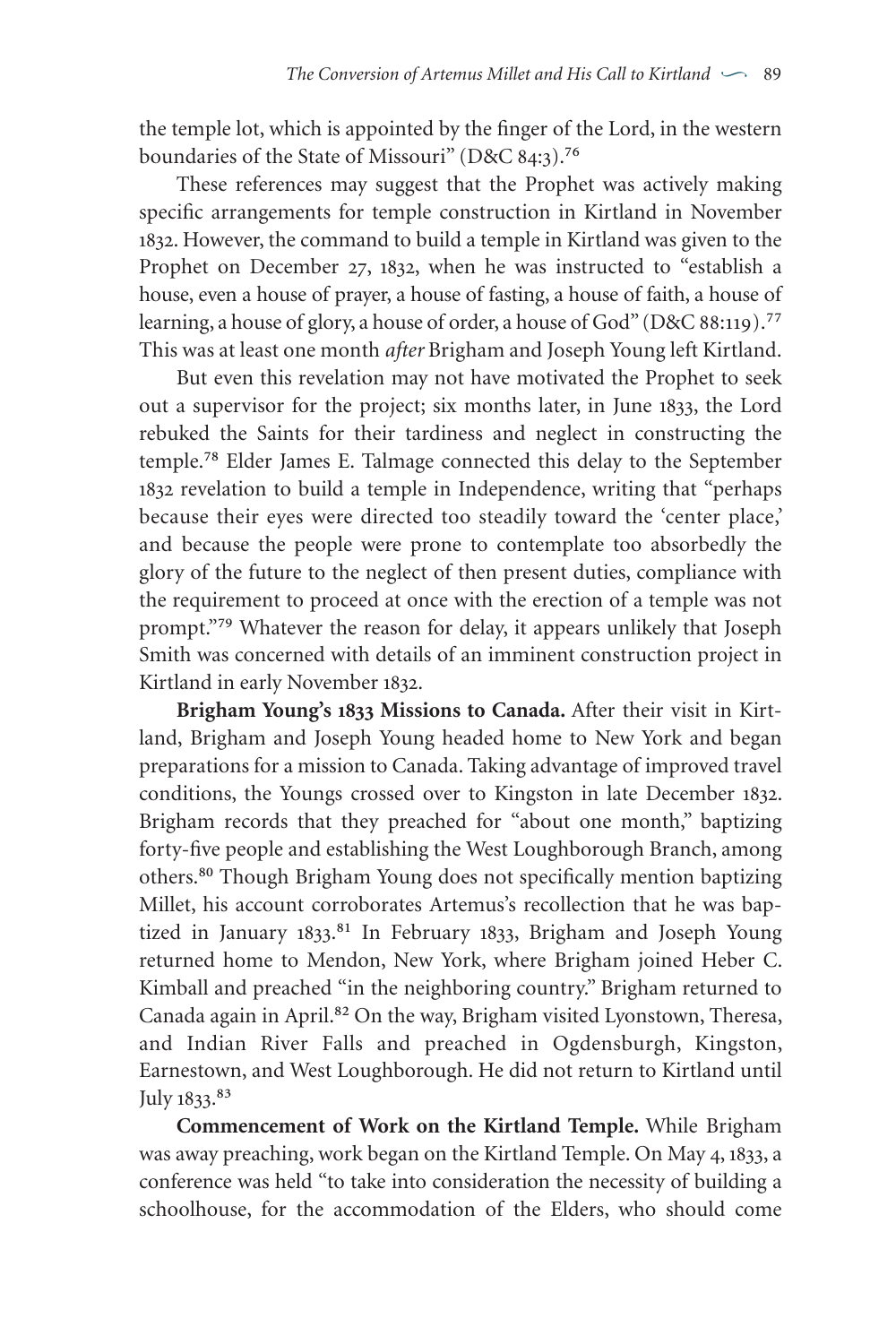the temple lot, which is appointed by the finger of the Lord, in the western boundaries of the State of Missouri" (D&C 84:3).[76]

These references may suggest that the Prophet was actively making specific arrangements for temple construction in Kirtland in November 1832. However, the command to build a temple in Kirtland was given to the Prophet on December 27, 1832, when he was instructed to "establish a house, even a house of prayer, a house of fasting, a house of faith, a house of learning, a house of glory, a house of order, a house of God" (D&C 88:119).[77] This was at least one month *after* Brigham and Joseph Young left Kirtland.

But even this revelation may not have motivated the Prophet to seek out a supervisor for the project; six months later, in June 1833, the Lord rebuked the Saints for their tardiness and neglect in constructing the temple.[78] Elder James E. Talmage connected this delay to the September 1832 revelation to build a temple in Independence, writing that "perhaps because their eyes were directed too steadily toward the 'center place,' and because the people were prone to contemplate too absorbedly the glory of the future to the neglect of then present duties, compliance with the requirement to proceed at once with the erection of a temple was not prompt."[79] Whatever the reason for delay, it appears unlikely that Joseph Smith was concerned with details of an imminent construction project in Kirtland in early November 1832.

**Brigham Young's 1833 Missions to Canada.** After their visit in Kirtland, Brigham and Joseph Young headed home to New York and began preparations for a mission to Canada. Taking advantage of improved travel conditions, the Youngs crossed over to Kingston in late December 1832. Brigham records that they preached for "about one month," baptizing forty-five people and establishing the West Loughborough Branch, among others.[80] Though Brigham Young does not specifically mention baptizing Millet, his account corroborates Artemus's recollection that he was baptized in January 1833.[81] In February 1833, Brigham and Joseph Young returned home to Mendon, New York, where Brigham joined Heber C. Kimball and preached "in the neighboring country." Brigham returned to Canada again in April.[82] On the way, Brigham visited Lyonstown, Theresa, and Indian River Falls and preached in Ogdensburgh, Kingston, Earnestown, and West Loughborough. He did not return to Kirtland until July 1833.[83]

**Commencement of Work on the Kirtland Temple.** While Brigham was away preaching, work began on the Kirtland Temple. On May 4, 1833, a conference was held "to take into consideration the necessity of building a schoolhouse, for the accommodation of the Elders, who should come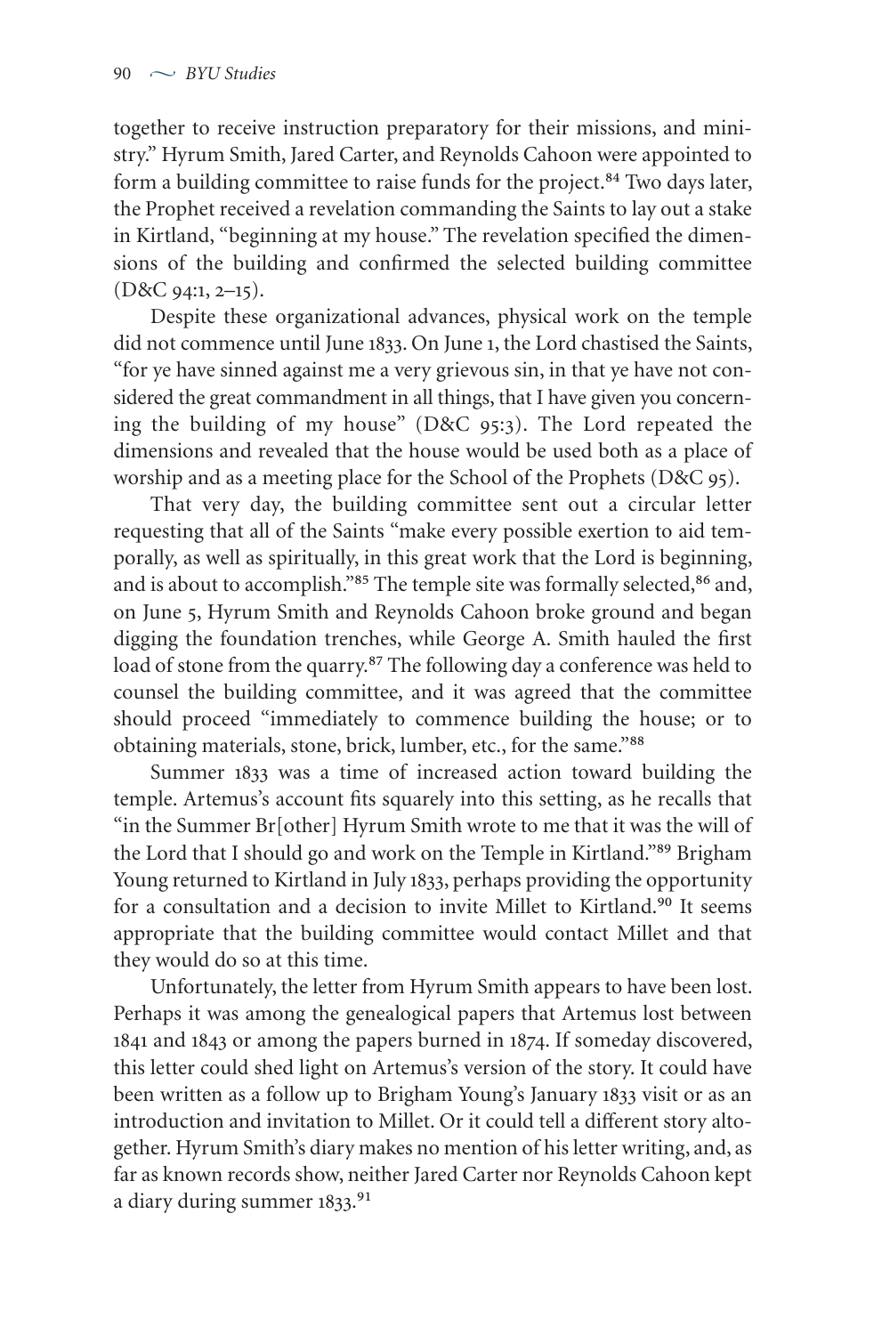together to receive instruction preparatory for their missions, and ministry." Hyrum Smith, Jared Carter, and Reynolds Cahoon were appointed to form a building committee to raise funds for the project.[84] Two days later, the Prophet received a revelation commanding the Saints to lay out a stake in Kirtland, "beginning at my house." The revelation specified the dimensions of the building and confirmed the selected building committee (D&C 94:1, 2–15).

Despite these organizational advances, physical work on the temple did not commence until June 1833. On June 1, the Lord chastised the Saints, "for ye have sinned against me a very grievous sin, in that ye have not considered the great commandment in all things, that I have given you concerning the building of my house" (D&C 95:3). The Lord repeated the dimensions and revealed that the house would be used both as a place of worship and as a meeting place for the School of the Prophets (D&C 95).

That very day, the building committee sent out a circular letter requesting that all of the Saints "make every possible exertion to aid temporally, as well as spiritually, in this great work that the Lord is beginning, and is about to accomplish."[85] The temple site was formally selected,[86] and, on June 5, Hyrum Smith and Reynolds Cahoon broke ground and began digging the foundation trenches, while George A. Smith hauled the first load of stone from the quarry.[87] The following day a conference was held to counsel the building committee, and it was agreed that the committee should proceed "immediately to commence building the house; or to obtaining materials, stone, brick, lumber, etc., for the same."[88]

Summer 1833 was a time of increased action toward building the temple. Artemus's account fits squarely into this setting, as he recalls that "in the Summer Br[other] Hyrum Smith wrote to me that it was the will of the Lord that I should go and work on the Temple in Kirtland."[89] Brigham Young returned to Kirtland in July 1833, perhaps providing the opportunity for a consultation and a decision to invite Millet to Kirtland.[90] It seems appropriate that the building committee would contact Millet and that they would do so at this time.

Unfortunately, the letter from Hyrum Smith appears to have been lost. Perhaps it was among the genealogical papers that Artemus lost between 1841 and 1843 or among the papers burned in 1874. If someday discovered, this letter could shed light on Artemus's version of the story. It could have been written as a follow up to Brigham Young's January 1833 visit or as an introduction and invitation to Millet. Or it could tell a different story altogether. Hyrum Smith's diary makes no mention of his letter writing, and, as far as known records show, neither Jared Carter nor Reynolds Cahoon kept a diary during summer 1833.[91]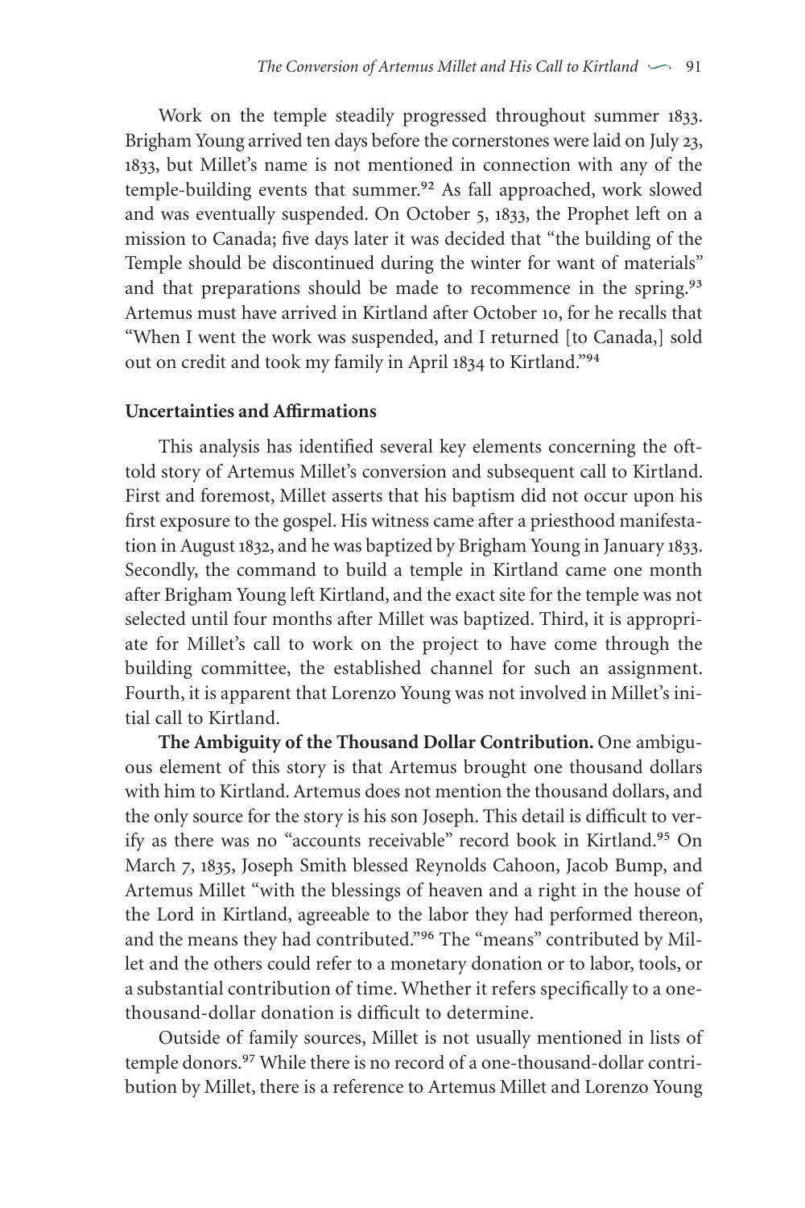Work on the temple steadily progressed throughout summer 1833. Brigham Young arrived ten days before the cornerstones were laid on July 23, 1833, but Millet's name is not mentioned in connection with any of the temple-building events that summer.[92] As fall approached, work slowed and was eventually suspended. On October 5, 1833, the Prophet left on a mission to Canada; five days later it was decided that "the building of the Temple should be discontinued during the winter for want of materials" and that preparations should be made to recommence in the spring.[93] Artemus must have arrived in Kirtland after October 10, for he recalls that "When I went the work was suspended, and I returned [to Canada,] sold out on credit and took my family in April 1834 to Kirtland."[94]

**Uncertainties and Affirmations**

This analysis has identified several key elements concerning the oft-told story of Artemus Millet's conversion and subsequent call to Kirtland. First and foremost, Millet asserts that his baptism did not occur upon his first exposure to the gospel. His witness came after a priesthood manifestation in August 1832, and he was baptized by Brigham Young in January 1833. Secondly, the command to build a temple in Kirtland came one month after Brigham Young left Kirtland, and the exact site for the temple was not selected until four months after Millet was baptized. Third, it is appropriate for Millet's call to work on the project to have come through the building committee, the established channel for such an assignment. Fourth, it is apparent that Lorenzo Young was not involved in Millet's initial call to Kirtland.

**The Ambiguity of the Thousand Dollar Contribution.** One ambiguous element of this story is that Artemus brought one thousand dollars with him to Kirtland. Artemus does not mention the thousand dollars, and the only source for the story is his son Joseph. This detail is difficult to verify as there was no "accounts receivable" record book in Kirtland.[95] On March 7, 1835, Joseph Smith blessed Reynolds Cahoon, Jacob Bump, and Artemus Millet "with the blessings of heaven and a right in the house of the Lord in Kirtland, agreeable to the labor they had performed thereon, and the means they had contributed."[96] The "means" contributed by Millet and the others could refer to a monetary donation or to labor, tools, or a substantial contribution of time. Whether it refers specifically to a one-thousand-dollar donation is difficult to determine.

Outside of family sources, Millet is not usually mentioned in lists of temple donors.[97] While there is no record of a one-thousand-dollar contribution by Millet, there is a reference to Artemus Millet and Lorenzo Young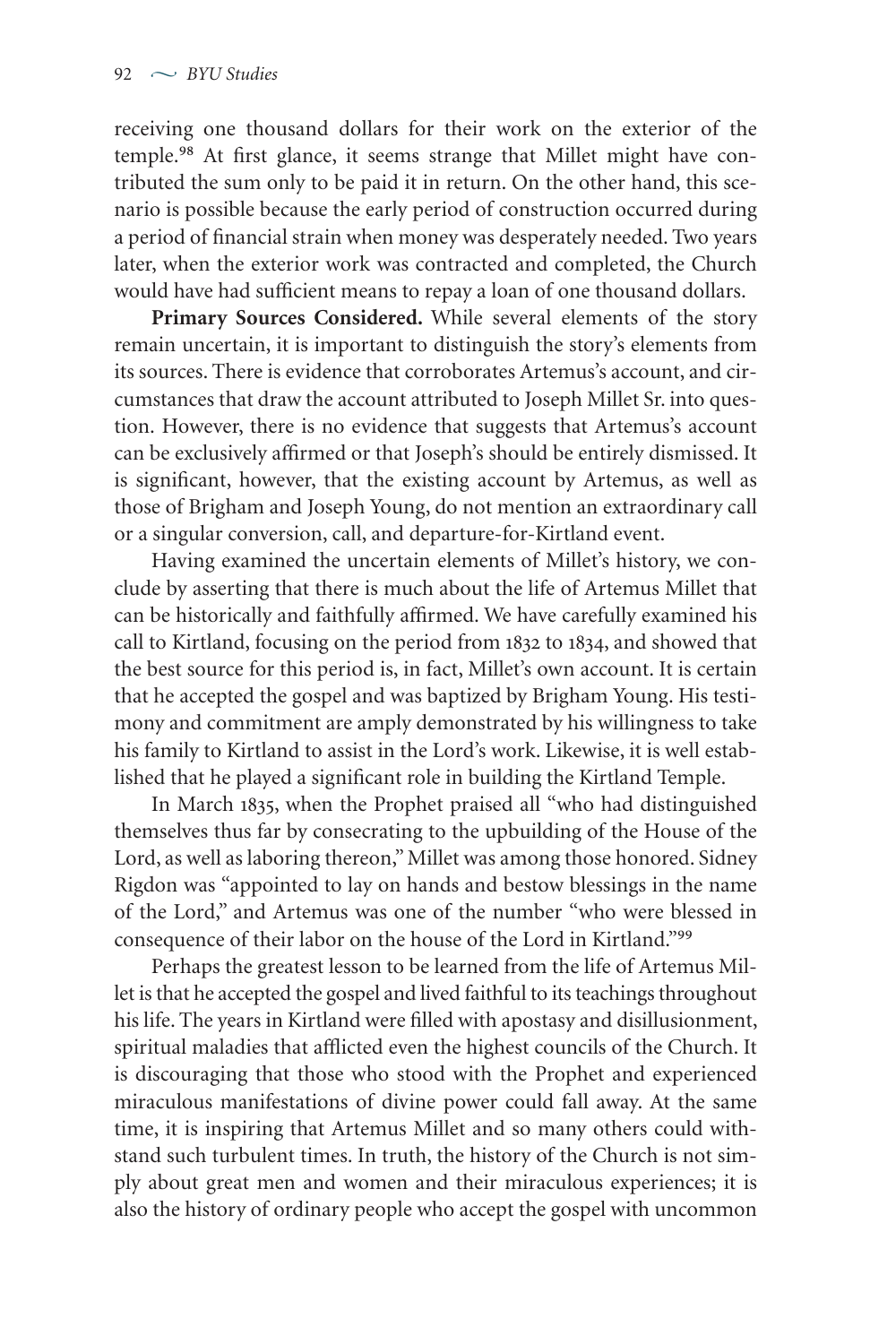receiving one thousand dollars for their work on the exterior of the temple.[98] At first glance, it seems strange that Millet might have contributed the sum only to be paid it in return. On the other hand, this scenario is possible because the early period of construction occurred during a period of financial strain when money was desperately needed. Two years later, when the exterior work was contracted and completed, the Church would have had sufficient means to repay a loan of one thousand dollars.

**Primary Sources Considered.** While several elements of the story remain uncertain, it is important to distinguish the story's elements from its sources. There is evidence that corroborates Artemus's account, and circumstances that draw the account attributed to Joseph Millet Sr. into question. However, there is no evidence that suggests that Artemus's account can be exclusively affirmed or that Joseph's should be entirely dismissed. It is significant, however, that the existing account by Artemus, as well as those of Brigham and Joseph Young, do not mention an extraordinary call or a singular conversion, call, and departure-for-Kirtland event.

Having examined the uncertain elements of Millet's history, we conclude by asserting that there is much about the life of Artemus Millet that can be historically and faithfully affirmed. We have carefully examined his call to Kirtland, focusing on the period from 1832 to 1834, and showed that the best source for this period is, in fact, Millet's own account. It is certain that he accepted the gospel and was baptized by Brigham Young. His testimony and commitment are amply demonstrated by his willingness to take his family to Kirtland to assist in the Lord's work. Likewise, it is well established that he played a significant role in building the Kirtland Temple.

In March 1835, when the Prophet praised all "who had distinguished themselves thus far by consecrating to the upbuilding of the House of the Lord, as well as laboring thereon," Millet was among those honored. Sidney Rigdon was "appointed to lay on hands and bestow blessings in the name of the Lord," and Artemus was one of the number "who were blessed in consequence of their labor on the house of the Lord in Kirtland."[99]

Perhaps the greatest lesson to be learned from the life of Artemus Millet is that he accepted the gospel and lived faithful to its teachings throughout his life. The years in Kirtland were filled with apostasy and disillusionment, spiritual maladies that afflicted even the highest councils of the Church. It is discouraging that those who stood with the Prophet and experienced miraculous manifestations of divine power could fall away. At the same time, it is inspiring that Artemus Millet and so many others could withstand such turbulent times. In truth, the history of the Church is not simply about great men and women and their miraculous experiences; it is also the history of ordinary people who accept the gospel with uncommon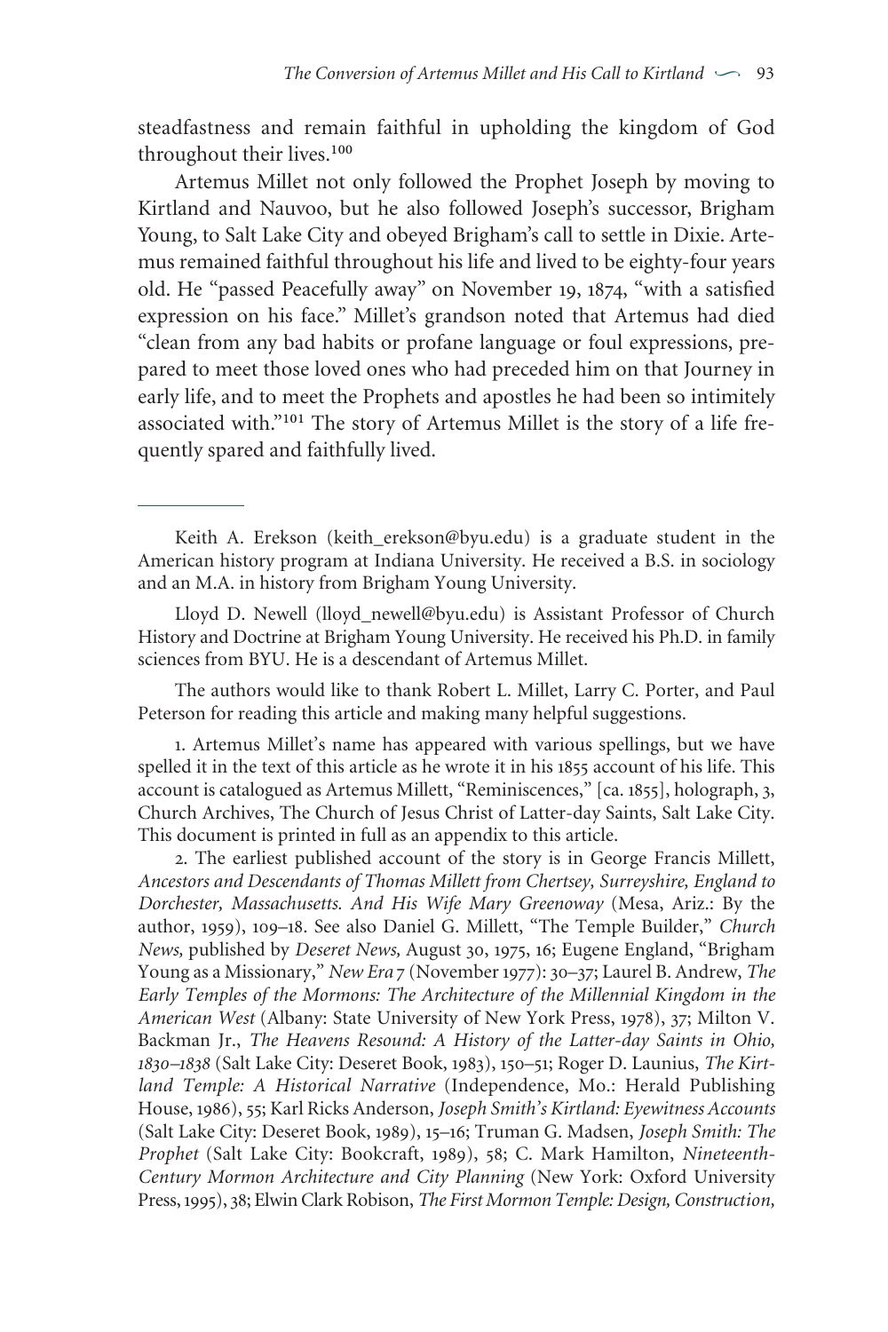steadfastness and remain faithful in upholding the kingdom of God throughout their lives.[100]

Artemus Millet not only followed the Prophet Joseph by moving to Kirtland and Nauvoo, but he also followed Joseph's successor, Brigham Young, to Salt Lake City and obeyed Brigham's call to settle in Dixie. Artemus remained faithful throughout his life and lived to be eighty-four years old. He "passed Peacefully away" on November 19, 1874, "with a satisfied expression on his face." Millet's grandson noted that Artemus had died "clean from any bad habits or profane language or foul expressions, prepared to meet those loved ones who had preceded him on that Journey in early life, and to meet the Prophets and apostles he had been so intimitely associated with."[101] The story of Artemus Millet is the story of a life frequently spared and faithfully lived.

---

Keith A. Erekson (keith_erekson@byu.edu) is a graduate student in the American history program at Indiana University. He received a B.S. in sociology and an M.A. in history from Brigham Young University.

Lloyd D. Newell (lloyd_newell@byu.edu) is Assistant Professor of Church History and Doctrine at Brigham Young University. He received his Ph.D. in family sciences from BYU. He is a descendant of Artemus Millet.

The authors would like to thank Robert L. Millet, Larry C. Porter, and Paul Peterson for reading this article and making many helpful suggestions.

1. Artemus Millet's name has appeared with various spellings, but we have spelled it in the text of this article as he wrote it in his 1855 account of his life. This account is catalogued as Artemus Millett, "Reminiscences," [ca. 1855], holograph, 3, Church Archives, The Church of Jesus Christ of Latter-day Saints, Salt Lake City. This document is printed in full as an appendix to this article.

2. The earliest published account of the story is in George Francis Millett, *Ancestors and Descendants of Thomas Millett from Chertsey, Surreyshire, England to Dorchester, Massachusetts. And His Wife Mary Greenoway* (Mesa, Ariz.: By the author, 1959), 109–18. See also Daniel G. Millett, "The Temple Builder," *Church News,* published by *Deseret News,* August 30, 1975, 16; Eugene England, "Brigham Young as a Missionary," *New Era* 7 (November 1977): 30–37; Laurel B. Andrew, *The Early Temples of the Mormons: The Architecture of the Millennial Kingdom in the American West* (Albany: State University of New York Press, 1978), 37; Milton V. Backman Jr., *The Heavens Resound: A History of the Latter-day Saints in Ohio, 1830–1838* (Salt Lake City: Deseret Book, 1983), 150–51; Roger D. Launius, *The Kirtland Temple: A Historical Narrative* (Independence, Mo.: Herald Publishing House, 1986), 55; Karl Ricks Anderson, *Joseph Smith's Kirtland: Eyewitness Accounts* (Salt Lake City: Deseret Book, 1989), 15–16; Truman G. Madsen, *Joseph Smith: The Prophet* (Salt Lake City: Bookcraft, 1989), 58; C. Mark Hamilton, *Nineteenth-Century Mormon Architecture and City Planning* (New York: Oxford University Press, 1995), 38; Elwin Clark Robison, *The First Mormon Temple: Design, Construction,*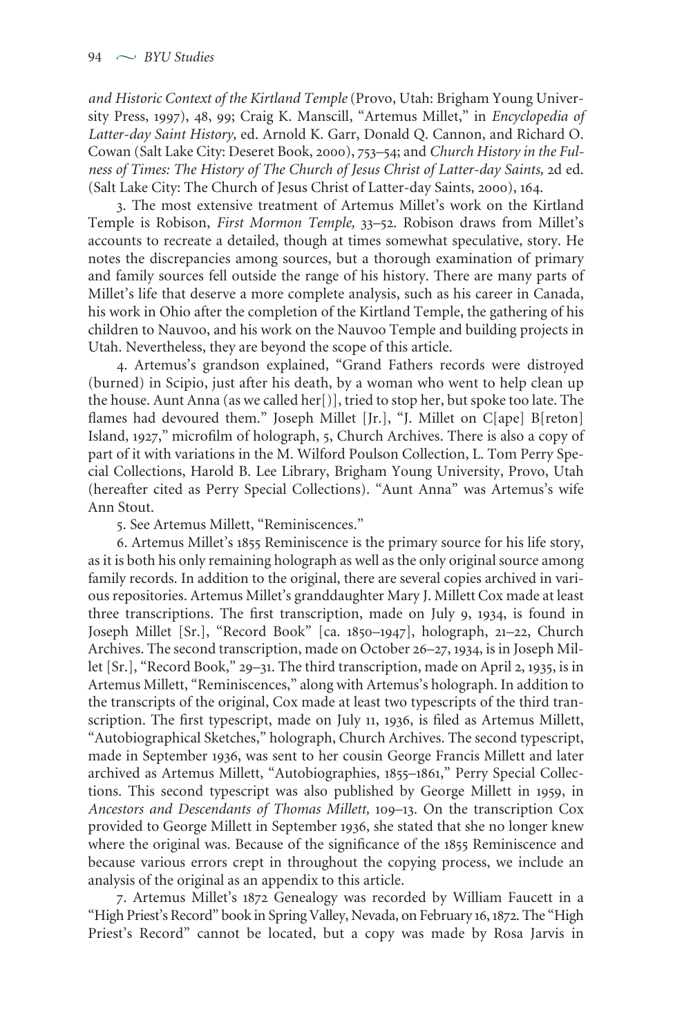*and Historic Context of the Kirtland Temple* (Provo, Utah: Brigham Young University Press, 1997), 48, 99; Craig K. Manscill, "Artemus Millet," in *Encyclopedia of Latter-day Saint History,* ed. Arnold K. Garr, Donald Q. Cannon, and Richard O. Cowan (Salt Lake City: Deseret Book, 2000), 753–54; and *Church History in the Fulness of Times: The History of The Church of Jesus Christ of Latter-day Saints,* 2d ed. (Salt Lake City: The Church of Jesus Christ of Latter-day Saints, 2000), 164.

3. The most extensive treatment of Artemus Millet's work on the Kirtland Temple is Robison, *First Mormon Temple,* 33–52. Robison draws from Millet's accounts to recreate a detailed, though at times somewhat speculative, story. He notes the discrepancies among sources, but a thorough examination of primary and family sources fell outside the range of his history. There are many parts of Millet's life that deserve a more complete analysis, such as his career in Canada, his work in Ohio after the completion of the Kirtland Temple, the gathering of his children to Nauvoo, and his work on the Nauvoo Temple and building projects in Utah. Nevertheless, they are beyond the scope of this article.

4. Artemus's grandson explained, "Grand Fathers records were distroyed (burned) in Scipio, just after his death, by a woman who went to help clean up the house. Aunt Anna (as we called her[)], tried to stop her, but spoke too late. The flames had devoured them." Joseph Millet [Jr.], "J. Millet on C[ape] B[reton] Island, 1927," microfilm of holograph, 5, Church Archives. There is also a copy of part of it with variations in the M. Wilford Poulson Collection, L. Tom Perry Special Collections, Harold B. Lee Library, Brigham Young University, Provo, Utah (hereafter cited as Perry Special Collections). "Aunt Anna" was Artemus's wife Ann Stout.

5. See Artemus Millett, "Reminiscences."

6. Artemus Millet's 1855 Reminiscence is the primary source for his life story, as it is both his only remaining holograph as well as the only original source among family records. In addition to the original, there are several copies archived in various repositories. Artemus Millet's granddaughter Mary J. Millett Cox made at least three transcriptions. The first transcription, made on July 9, 1934, is found in Joseph Millet [Sr.], "Record Book" [ca. 1850–1947], holograph, 21–22, Church Archives. The second transcription, made on October 26–27, 1934, is in Joseph Millet [Sr.], "Record Book," 29–31. The third transcription, made on April 2, 1935, is in Artemus Millett, "Reminiscences," along with Artemus's holograph. In addition to the transcripts of the original, Cox made at least two typescripts of the third transcription. The first typescript, made on July 11, 1936, is filed as Artemus Millett, "Autobiographical Sketches," holograph, Church Archives. The second typescript, made in September 1936, was sent to her cousin George Francis Millett and later archived as Artemus Millett, "Autobiographies, 1855–1861," Perry Special Collections. This second typescript was also published by George Millett in 1959, in *Ancestors and Descendants of Thomas Millett,* 109–13. On the transcription Cox provided to George Millett in September 1936, she stated that she no longer knew where the original was. Because of the significance of the 1855 Reminiscence and because various errors crept in throughout the copying process, we include an analysis of the original as an appendix to this article.

7. Artemus Millet's 1872 Genealogy was recorded by William Faucett in a "High Priest's Record" book in Spring Valley, Nevada, on February 16, 1872. The "High Priest's Record" cannot be located, but a copy was made by Rosa Jarvis in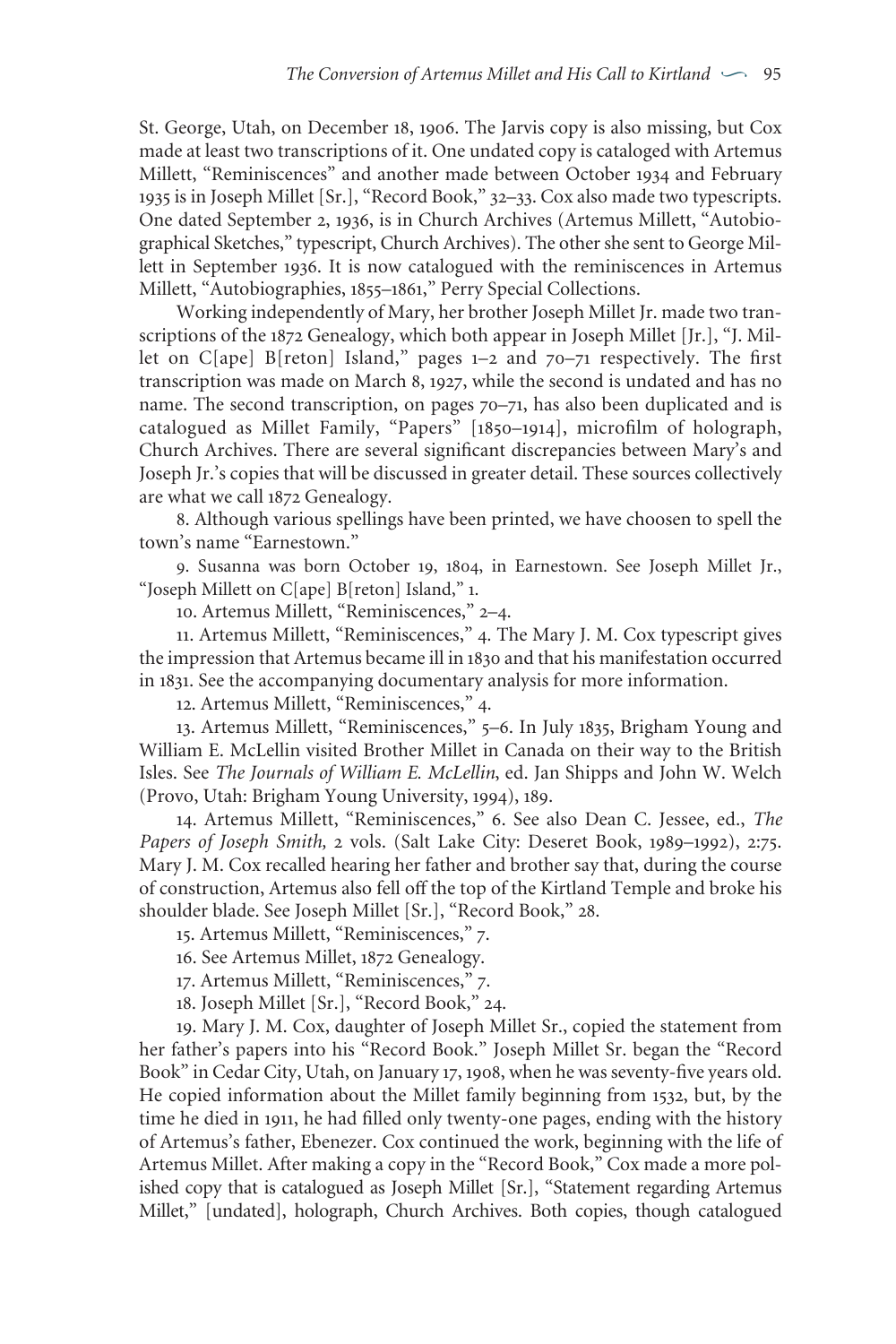St. George, Utah, on December 18, 1906. The Jarvis copy is also missing, but Cox made at least two transcriptions of it. One undated copy is cataloged with Artemus Millett, "Reminiscences" and another made between October 1934 and February 1935 is in Joseph Millet [Sr.], "Record Book," 32–33. Cox also made two typescripts. One dated September 2, 1936, is in Church Archives (Artemus Millett, "Autobiographical Sketches," typescript, Church Archives). The other she sent to George Millett in September 1936. It is now catalogued with the reminiscences in Artemus Millett, "Autobiographies, 1855–1861," Perry Special Collections.

Working independently of Mary, her brother Joseph Millet Jr. made two transcriptions of the 1872 Genealogy, which both appear in Joseph Millet [Jr.], "J. Millet on C[ape] B[reton] Island," pages 1–2 and 70–71 respectively. The first transcription was made on March 8, 1927, while the second is undated and has no name. The second transcription, on pages 70–71, has also been duplicated and is catalogued as Millet Family, "Papers" [1850–1914], microfilm of holograph, Church Archives. There are several significant discrepancies between Mary's and Joseph Jr.'s copies that will be discussed in greater detail. These sources collectively are what we call 1872 Genealogy.

8. Although various spellings have been printed, we have choosen to spell the town's name "Earnestown."

9. Susanna was born October 19, 1804, in Earnestown. See Joseph Millet Jr., "Joseph Millett on C[ape] B[reton] Island," 1.

10. Artemus Millett, "Reminiscences," 2–4.

11. Artemus Millett, "Reminiscences," 4. The Mary J. M. Cox typescript gives the impression that Artemus became ill in 1830 and that his manifestation occurred in 1831. See the accompanying documentary analysis for more information.

12. Artemus Millett, "Reminiscences," 4.

13. Artemus Millett, "Reminiscences," 5–6. In July 1835, Brigham Young and William E. McLellin visited Brother Millet in Canada on their way to the British Isles. See *The Journals of William E. McLellin*, ed. Jan Shipps and John W. Welch (Provo, Utah: Brigham Young University, 1994), 189.

14. Artemus Millett, "Reminiscences," 6. See also Dean C. Jessee, ed., *The Papers of Joseph Smith,* 2 vols. (Salt Lake City: Deseret Book, 1989–1992), 2:75. Mary J. M. Cox recalled hearing her father and brother say that, during the course of construction, Artemus also fell off the top of the Kirtland Temple and broke his shoulder blade. See Joseph Millet [Sr.], "Record Book," 28.

15. Artemus Millett, "Reminiscences," 7.

16. See Artemus Millet, 1872 Genealogy.

17. Artemus Millett, "Reminiscences," 7.

18. Joseph Millet [Sr.], "Record Book," 24.

19. Mary J. M. Cox, daughter of Joseph Millet Sr., copied the statement from her father's papers into his "Record Book." Joseph Millet Sr. began the "Record Book" in Cedar City, Utah, on January 17, 1908, when he was seventy-five years old. He copied information about the Millet family beginning from 1532, but, by the time he died in 1911, he had filled only twenty-one pages, ending with the history of Artemus's father, Ebenezer. Cox continued the work, beginning with the life of Artemus Millet. After making a copy in the "Record Book," Cox made a more polished copy that is catalogued as Joseph Millet [Sr.], "Statement regarding Artemus Millet," [undated], holograph, Church Archives. Both copies, though catalogued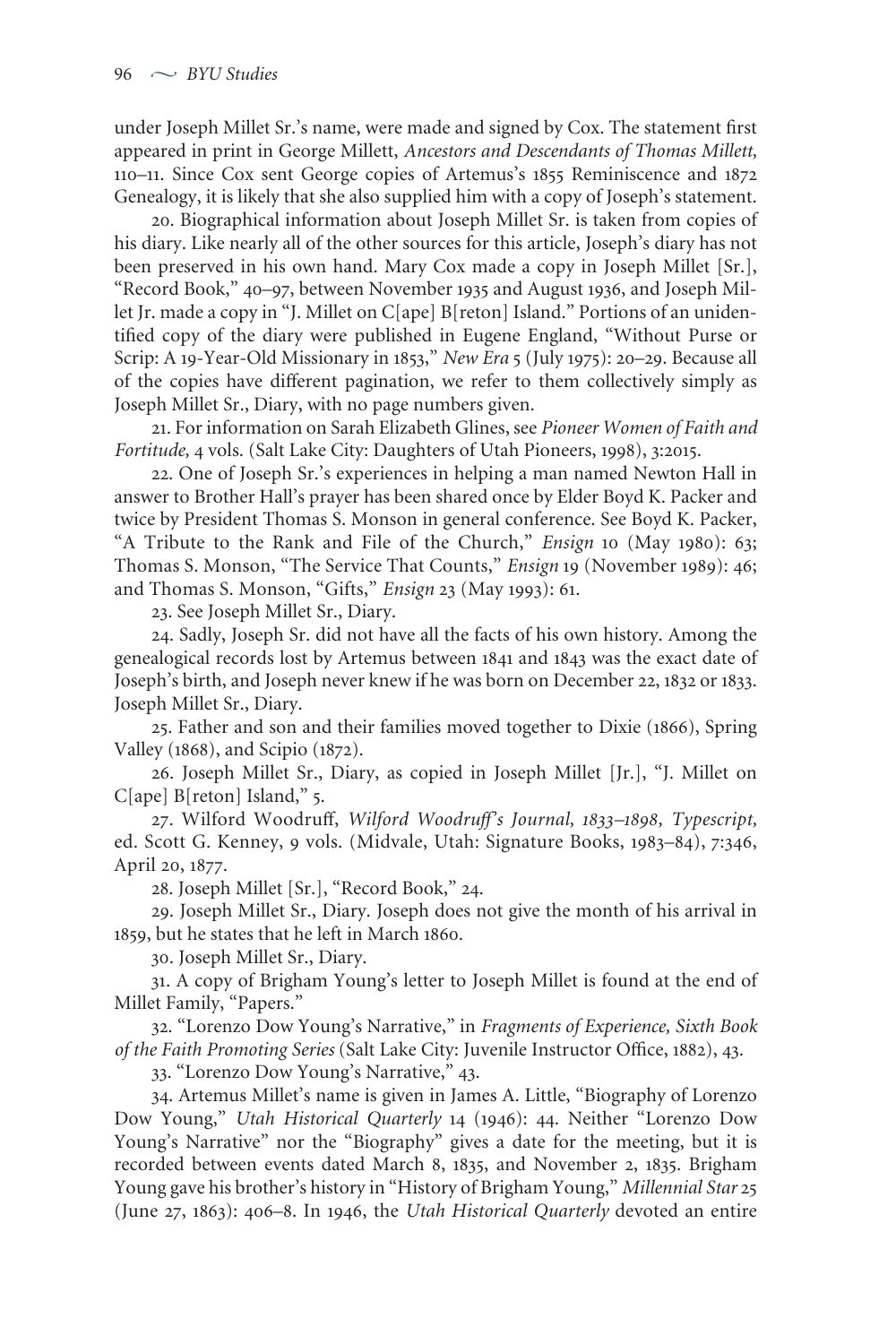under Joseph Millet Sr.'s name, were made and signed by Cox. The statement first appeared in print in George Millett, *Ancestors and Descendants of Thomas Millett,* 110–11. Since Cox sent George copies of Artemus's 1855 Reminiscence and 1872 Genealogy, it is likely that she also supplied him with a copy of Joseph's statement.

20. Biographical information about Joseph Millet Sr. is taken from copies of his diary. Like nearly all of the other sources for this article, Joseph's diary has not been preserved in his own hand. Mary Cox made a copy in Joseph Millet [Sr.], "Record Book," 40–97, between November 1935 and August 1936, and Joseph Millet Jr. made a copy in "J. Millet on C[ape] B[reton] Island." Portions of an unidentified copy of the diary were published in Eugene England, "Without Purse or Scrip: A 19-Year-Old Missionary in 1853," *New Era* 5 (July 1975): 20–29. Because all of the copies have different pagination, we refer to them collectively simply as Joseph Millet Sr., Diary, with no page numbers given.

21. For information on Sarah Elizabeth Glines, see *Pioneer Women of Faith and Fortitude,* 4 vols. (Salt Lake City: Daughters of Utah Pioneers, 1998), 3:2015.

22. One of Joseph Sr.'s experiences in helping a man named Newton Hall in answer to Brother Hall's prayer has been shared once by Elder Boyd K. Packer and twice by President Thomas S. Monson in general conference. See Boyd K. Packer, "A Tribute to the Rank and File of the Church," *Ensign* 10 (May 1980): 63; Thomas S. Monson, "The Service That Counts," *Ensign* 19 (November 1989): 46; and Thomas S. Monson, "Gifts," *Ensign* 23 (May 1993): 61.

23. See Joseph Millet Sr., Diary.

24. Sadly, Joseph Sr. did not have all the facts of his own history. Among the genealogical records lost by Artemus between 1841 and 1843 was the exact date of Joseph's birth, and Joseph never knew if he was born on December 22, 1832 or 1833. Joseph Millet Sr., Diary.

25. Father and son and their families moved together to Dixie (1866), Spring Valley (1868), and Scipio (1872).

26. Joseph Millet Sr., Diary, as copied in Joseph Millet [Jr.], "J. Millet on C[ape] B[reton] Island," 5.

27. Wilford Woodruff, *Wilford Woodruff's Journal, 1833–1898, Typescript,* ed. Scott G. Kenney, 9 vols. (Midvale, Utah: Signature Books, 1983–84), 7:346, April 20, 1877.

28. Joseph Millet [Sr.], "Record Book," 24.

29. Joseph Millet Sr., Diary. Joseph does not give the month of his arrival in 1859, but he states that he left in March 1860.

30. Joseph Millet Sr., Diary.

31. A copy of Brigham Young's letter to Joseph Millet is found at the end of Millet Family, "Papers."

32. "Lorenzo Dow Young's Narrative," in *Fragments of Experience, Sixth Book of the Faith Promoting Series* (Salt Lake City: Juvenile Instructor Office, 1882), 43.

33. "Lorenzo Dow Young's Narrative," 43.

34. Artemus Millet's name is given in James A. Little, "Biography of Lorenzo Dow Young," *Utah Historical Quarterly* 14 (1946): 44. Neither "Lorenzo Dow Young's Narrative" nor the "Biography" gives a date for the meeting, but it is recorded between events dated March 8, 1835, and November 2, 1835. Brigham Young gave his brother's history in "History of Brigham Young," *Millennial Star* 25 (June 27, 1863): 406–8. In 1946, the *Utah Historical Quarterly* devoted an entire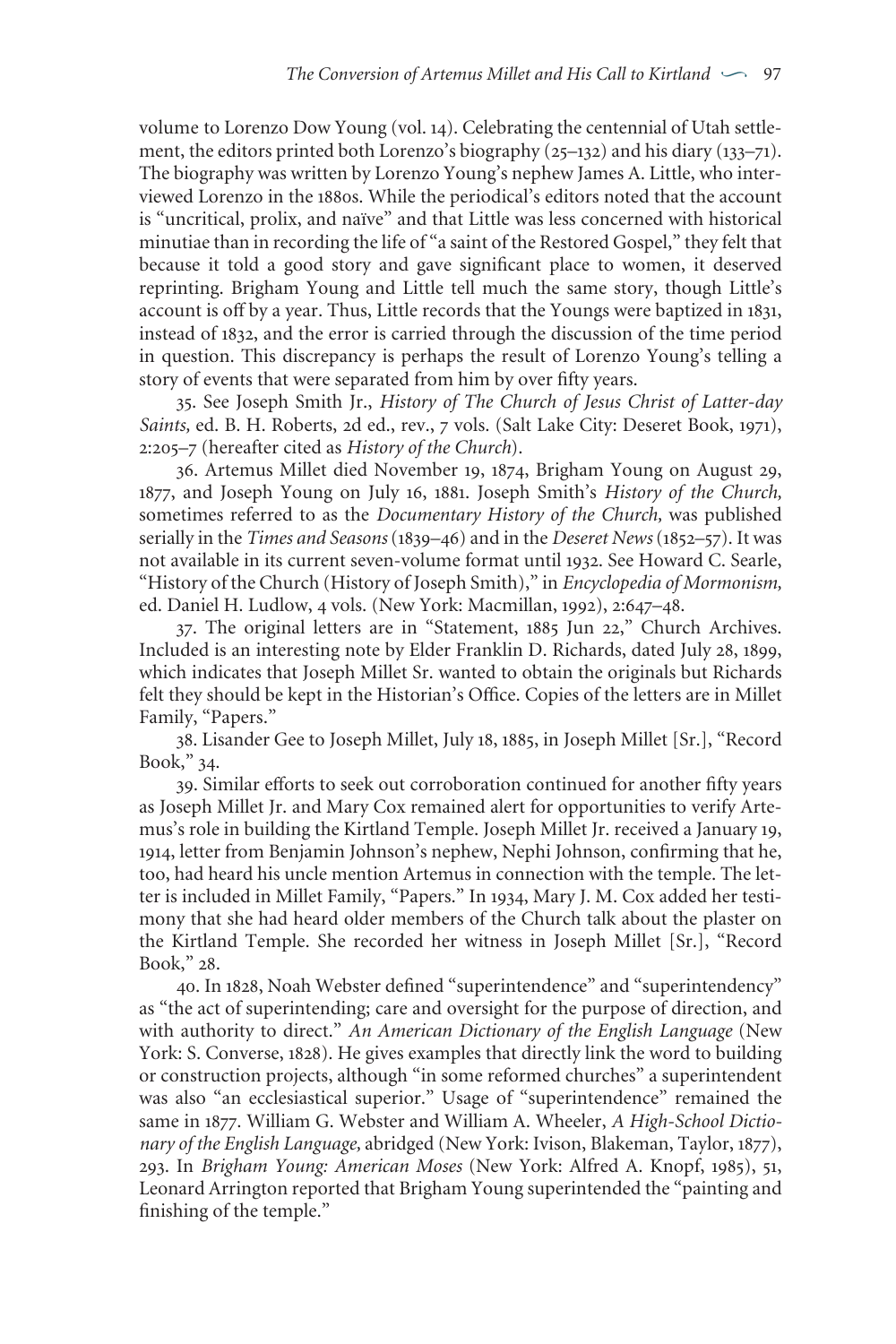volume to Lorenzo Dow Young (vol. 14). Celebrating the centennial of Utah settlement, the editors printed both Lorenzo's biography (25–132) and his diary (133–71). The biography was written by Lorenzo Young's nephew James A. Little, who interviewed Lorenzo in the 1880s. While the periodical's editors noted that the account is "uncritical, prolix, and naïve" and that Little was less concerned with historical minutiae than in recording the life of "a saint of the Restored Gospel," they felt that because it told a good story and gave significant place to women, it deserved reprinting. Brigham Young and Little tell much the same story, though Little's account is off by a year. Thus, Little records that the Youngs were baptized in 1831, instead of 1832, and the error is carried through the discussion of the time period in question. This discrepancy is perhaps the result of Lorenzo Young's telling a story of events that were separated from him by over fifty years.

35. See Joseph Smith Jr., *History of The Church of Jesus Christ of Latter-day Saints,* ed. B. H. Roberts, 2d ed., rev., 7 vols. (Salt Lake City: Deseret Book, 1971), 2:205–7 (hereafter cited as *History of the Church*).

36. Artemus Millet died November 19, 1874, Brigham Young on August 29, 1877, and Joseph Young on July 16, 1881. Joseph Smith's *History of the Church,* sometimes referred to as the *Documentary History of the Church,* was published serially in the *Times and Seasons* (1839–46) and in the *Deseret News* (1852–57). It was not available in its current seven-volume format until 1932. See Howard C. Searle, "History of the Church (History of Joseph Smith)," in *Encyclopedia of Mormonism,* ed. Daniel H. Ludlow, 4 vols. (New York: Macmillan, 1992), 2:647–48.

37. The original letters are in "Statement, 1885 Jun 22," Church Archives. Included is an interesting note by Elder Franklin D. Richards, dated July 28, 1899, which indicates that Joseph Millet Sr. wanted to obtain the originals but Richards felt they should be kept in the Historian's Office. Copies of the letters are in Millet Family, "Papers."

38. Lisander Gee to Joseph Millet, July 18, 1885, in Joseph Millet [Sr.], "Record Book," 34.

39. Similar efforts to seek out corroboration continued for another fifty years as Joseph Millet Jr. and Mary Cox remained alert for opportunities to verify Artemus's role in building the Kirtland Temple. Joseph Millet Jr. received a January 19, 1914, letter from Benjamin Johnson's nephew, Nephi Johnson, confirming that he, too, had heard his uncle mention Artemus in connection with the temple. The letter is included in Millet Family, "Papers." In 1934, Mary J. M. Cox added her testimony that she had heard older members of the Church talk about the plaster on the Kirtland Temple. She recorded her witness in Joseph Millet [Sr.], "Record Book," 28.

40. In 1828, Noah Webster defined "superintendence" and "superintendency" as "the act of superintending; care and oversight for the purpose of direction, and with authority to direct." *An American Dictionary of the English Language* (New York: S. Converse, 1828). He gives examples that directly link the word to building or construction projects, although "in some reformed churches" a superintendent was also "an ecclesiastical superior." Usage of "superintendence" remained the same in 1877. William G. Webster and William A. Wheeler, *A High-School Dictionary of the English Language,* abridged (New York: Ivison, Blakeman, Taylor, 1877), 293. In *Brigham Young: American Moses* (New York: Alfred A. Knopf, 1985), 51, Leonard Arrington reported that Brigham Young superintended the "painting and finishing of the temple."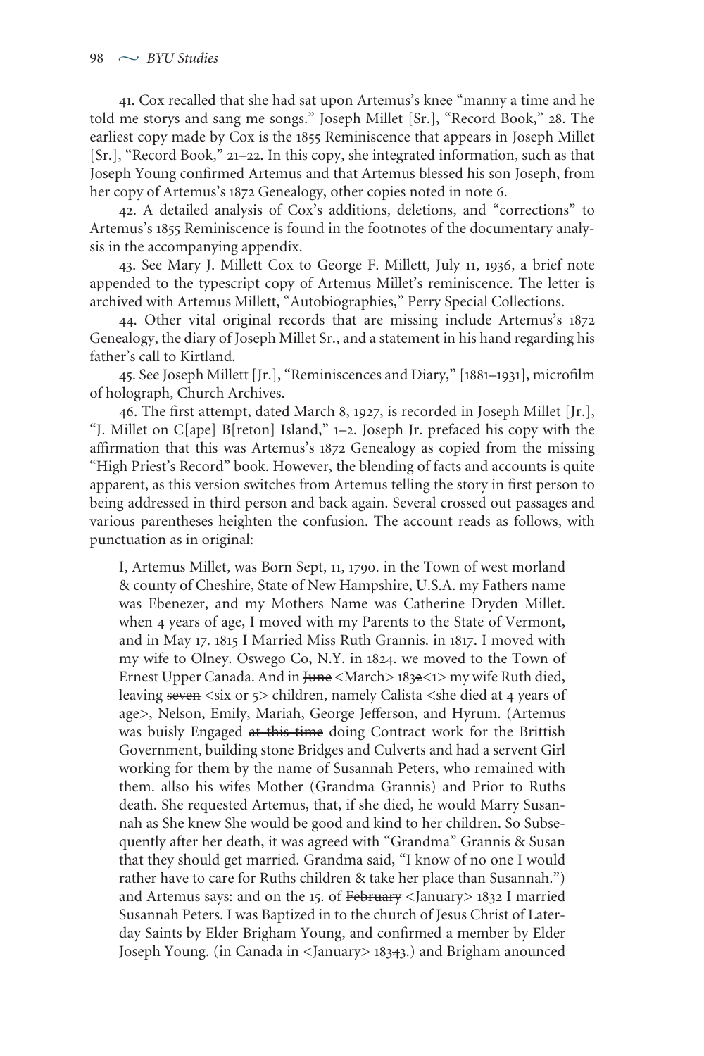41. Cox recalled that she had sat upon Artemus's knee "manny a time and he told me storys and sang me songs." Joseph Millet [Sr.], "Record Book," 28. The earliest copy made by Cox is the 1855 Reminiscence that appears in Joseph Millet [Sr.], "Record Book," 21–22. In this copy, she integrated information, such as that Joseph Young confirmed Artemus and that Artemus blessed his son Joseph, from her copy of Artemus's 1872 Genealogy, other copies noted in note 6.

42. A detailed analysis of Cox's additions, deletions, and "corrections" to Artemus's 1855 Reminiscence is found in the footnotes of the documentary analysis in the accompanying appendix.

43. See Mary J. Millett Cox to George F. Millett, July 11, 1936, a brief note appended to the typescript copy of Artemus Millet's reminiscence. The letter is archived with Artemus Millett, "Autobiographies," Perry Special Collections.

44. Other vital original records that are missing include Artemus's 1872 Genealogy, the diary of Joseph Millet Sr., and a statement in his hand regarding his father's call to Kirtland.

45. See Joseph Millett [Jr.], "Reminiscences and Diary," [1881–1931], microfilm of holograph, Church Archives.

46. The first attempt, dated March 8, 1927, is recorded in Joseph Millet [Jr.], "J. Millet on C[ape] B[reton] Island," 1–2. Joseph Jr. prefaced his copy with the affirmation that this was Artemus's 1872 Genealogy as copied from the missing "High Priest's Record" book. However, the blending of facts and accounts is quite apparent, as this version switches from Artemus telling the story in first person to being addressed in third person and back again. Several crossed out passages and various parentheses heighten the confusion. The account reads as follows, with punctuation as in original:

> I, Artemus Millet, was Born Sept, 11, 1790. in the Town of west morland & county of Cheshire, State of New Hampshire, U.S.A. my Fathers name was Ebenezer, and my Mothers Name was Catherine Dryden Millet. when 4 years of age, I moved with my Parents to the State of Vermont, and in May 17. 1815 I Married Miss Ruth Grannis. in 1817. I moved with my wife to Olney. Oswego Co, N.Y. <u>in 1824</u>. we moved to the Town of Ernest Upper Canada. And in ~~June~~ <March> 183~~2~~<1> my wife Ruth died, leaving ~~seven~~ <six or 5> children, namely Calista <she died at 4 years of age>, Nelson, Emily, Mariah, George Jefferson, and Hyrum. (Artemus was buisly Engaged ~~at this time~~ doing Contract work for the Brittish Government, building stone Bridges and Culverts and had a servent Girl working for them by the name of Susannah Peters, who remained with them. allso his wifes Mother (Grandma Grannis) and Prior to Ruths death. She requested Artemus, that, if she died, he would Marry Susannah as She knew She would be good and kind to her children. So Subsequently after her death, it was agreed with "Grandma" Grannis & Susan that they should get married. Grandma said, "I know of no one I would rather have to care for Ruths children & take her place than Susannah.") and Artemus says: and on the 15. of ~~February~~ <January> 1832 I married Susannah Peters. I was Baptized in to the church of Jesus Christ of Laterday Saints by Elder Brigham Young, and confirmed a member by Elder Joseph Young. (in Canada in <January> 183~~4~~3.) and Brigham anounced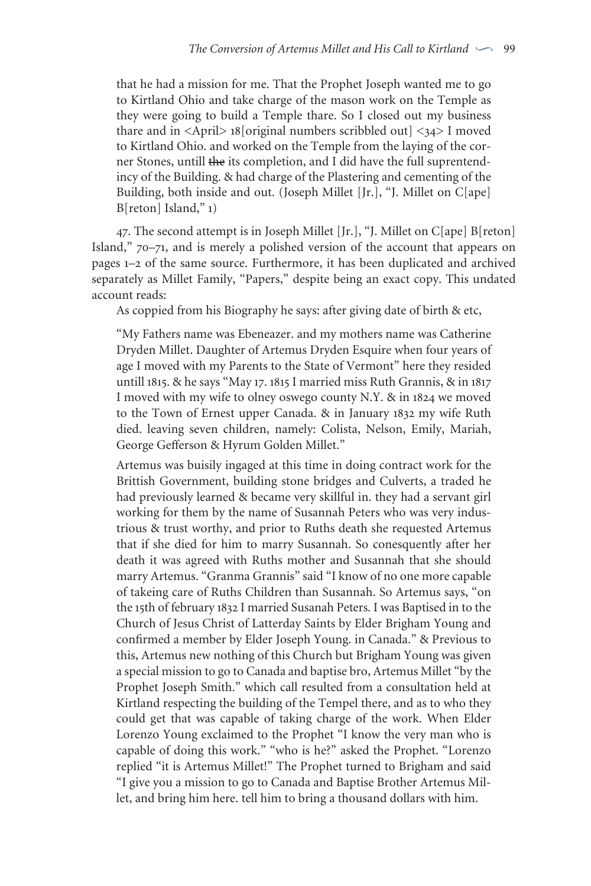that he had a mission for me. That the Prophet Joseph wanted me to go to Kirtland Ohio and take charge of the mason work on the Temple as they were going to build a Temple thare. So I closed out my business thare and in <April> 18[original numbers scribbled out] <34> I moved to Kirtland Ohio. and worked on the Temple from the laying of the corner Stones, untill ~~the~~ its completion, and I did have the full suprentendincy of the Building. & had charge of the Plastering and cementing of the Building, both inside and out. (Joseph Millet [Jr.], "J. Millet on C[ape] B[reton] Island," 1)

47. The second attempt is in Joseph Millet [Jr.], "J. Millet on C[ape] B[reton] Island," 70–71, and is merely a polished version of the account that appears on pages 1–2 of the same source. Furthermore, it has been duplicated and archived separately as Millet Family, "Papers," despite being an exact copy. This undated account reads:

As coppied from his Biography he says: after giving date of birth & etc,

"My Fathers name was Ebeneazer. and my mothers name was Catherine Dryden Millet. Daughter of Artemus Dryden Esquire when four years of age I moved with my Parents to the State of Vermont" here they resided untill 1815. & he says "May 17. 1815 I married miss Ruth Grannis, & in 1817 I moved with my wife to olney oswego county N.Y. & in 1824 we moved to the Town of Ernest upper Canada. & in January 1832 my wife Ruth died. leaving seven children, namely: Colista, Nelson, Emily, Mariah, George Gefferson & Hyrum Golden Millet."

Artemus was buisily ingaged at this time in doing contract work for the Brittish Government, building stone bridges and Culverts, a traded he had previously learned & became very skillful in. they had a servant girl working for them by the name of Susannah Peters who was very industrious & trust worthy, and prior to Ruths death she requested Artemus that if she died for him to marry Susannah. So conesquently after her death it was agreed with Ruths mother and Susannah that she should marry Artemus. "Granma Grannis" said "I know of no one more capable of takeing care of Ruths Children than Susannah. So Artemus says, "on the 15th of february 1832 I married Susanah Peters. I was Baptised in to the Church of Jesus Christ of Latterday Saints by Elder Brigham Young and confirmed a member by Elder Joseph Young. in Canada." & Previous to this, Artemus new nothing of this Church but Brigham Young was given a special mission to go to Canada and baptise bro, Artemus Millet "by the Prophet Joseph Smith." which call resulted from a consultation held at Kirtland respecting the building of the Tempel there, and as to who they could get that was capable of taking charge of the work. When Elder Lorenzo Young exclaimed to the Prophet "I know the very man who is capable of doing this work." "who is he?" asked the Prophet. "Lorenzo replied "it is Artemus Millet!" The Prophet turned to Brigham and said "I give you a mission to go to Canada and Baptise Brother Artemus Millet, and bring him here. tell him to bring a thousand dollars with him.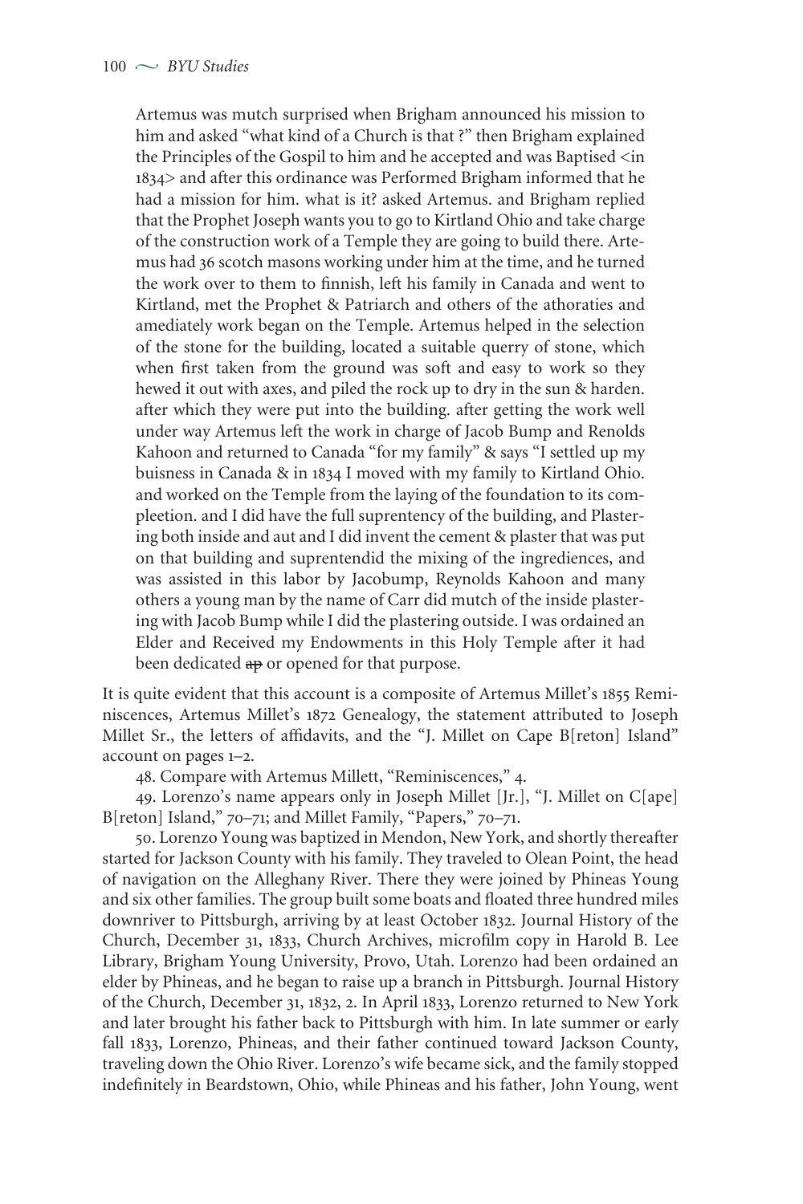> Artemus was mutch surprised when Brigham announced his mission to him and asked "what kind of a Church is that ?" then Brigham explained the Principles of the Gospil to him and he accepted and was Baptised <in 1834> and after this ordinance was Performed Brigham informed that he had a mission for him. what is it? asked Artemus. and Brigham replied that the Prophet Joseph wants you to go to Kirtland Ohio and take charge of the construction work of a Temple they are going to build there. Artemus had 36 scotch masons working under him at the time, and he turned the work over to them to finnish, left his family in Canada and went to Kirtland, met the Prophet & Patriarch and others of the athoraties and amediately work began on the Temple. Artemus helped in the selection of the stone for the building, located a suitable querry of stone, which when first taken from the ground was soft and easy to work so they hewed it out with axes, and piled the rock up to dry in the sun & harden. after which they were put into the building. after getting the work well under way Artemus left the work in charge of Jacob Bump and Renolds Kahoon and returned to Canada "for my family" & says "I settled up my buisness in Canada & in 1834 I moved with my family to Kirtland Ohio. and worked on the Temple from the laying of the foundation to its compleetion. and I did have the full suprentency of the building, and Plastering both inside and aut and I did invent the cement & plaster that was put on that building and suprentendid the mixing of the ingrediences, and was assisted in this labor by Jacobump, Reynolds Kahoon and many others a young man by the name of Carr did mutch of the inside plastering with Jacob Bump while I did the plastering outside. I was ordained an Elder and Received my Endowments in this Holy Temple after it had been dedicated ~~ap~~ or opened for that purpose.

It is quite evident that this account is a composite of Artemus Millet's 1855 Reminiscences, Artemus Millet's 1872 Genealogy, the statement attributed to Joseph Millet Sr., the letters of affidavits, and the "J. Millet on Cape B[reton] Island" account on pages 1–2.

48. Compare with Artemus Millett, "Reminiscences," 4.

49. Lorenzo's name appears only in Joseph Millet [Jr.], "J. Millet on C[ape] B[reton] Island," 70–71; and Millet Family, "Papers," 70–71.

50. Lorenzo Young was baptized in Mendon, New York, and shortly thereafter started for Jackson County with his family. They traveled to Olean Point, the head of navigation on the Alleghany River. There they were joined by Phineas Young and six other families. The group built some boats and floated three hundred miles downriver to Pittsburgh, arriving by at least October 1832. Journal History of the Church, December 31, 1833, Church Archives, microfilm copy in Harold B. Lee Library, Brigham Young University, Provo, Utah. Lorenzo had been ordained an elder by Phineas, and he began to raise up a branch in Pittsburgh. Journal History of the Church, December 31, 1832, 2. In April 1833, Lorenzo returned to New York and later brought his father back to Pittsburgh with him. In late summer or early fall 1833, Lorenzo, Phineas, and their father continued toward Jackson County, traveling down the Ohio River. Lorenzo's wife became sick, and the family stopped indefinitely in Beardstown, Ohio, while Phineas and his father, John Young, went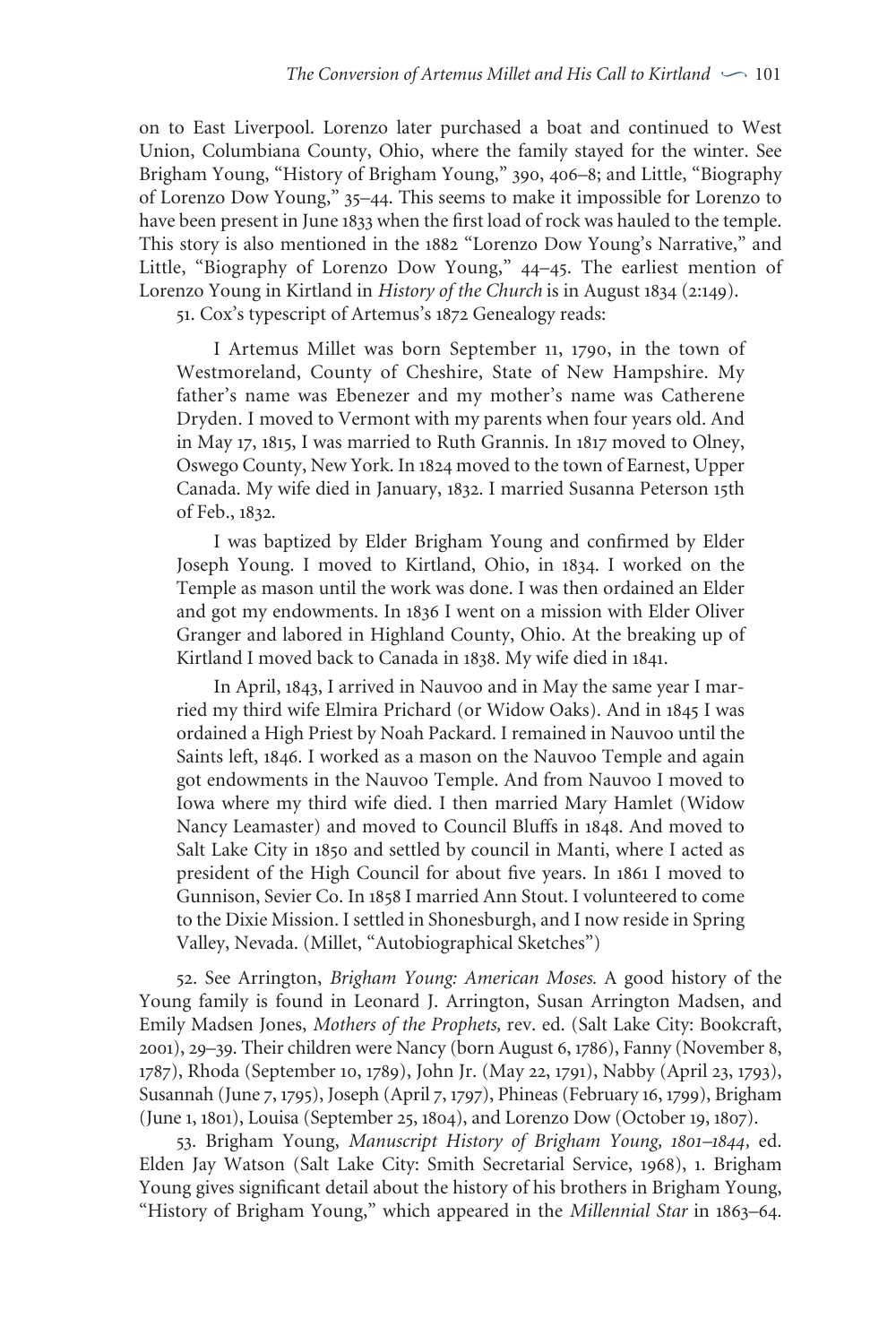on to East Liverpool. Lorenzo later purchased a boat and continued to West Union, Columbiana County, Ohio, where the family stayed for the winter. See Brigham Young, "History of Brigham Young," 390, 406–8; and Little, "Biography of Lorenzo Dow Young," 35–44. This seems to make it impossible for Lorenzo to have been present in June 1833 when the first load of rock was hauled to the temple. This story is also mentioned in the 1882 "Lorenzo Dow Young's Narrative," and Little, "Biography of Lorenzo Dow Young," 44–45. The earliest mention of Lorenzo Young in Kirtland in *History of the Church* is in August 1834 (2:149).

51. Cox's typescript of Artemus's 1872 Genealogy reads:

> I Artemus Millet was born September 11, 1790, in the town of Westmoreland, County of Cheshire, State of New Hampshire. My father's name was Ebenezer and my mother's name was Catherene Dryden. I moved to Vermont with my parents when four years old. And in May 17, 1815, I was married to Ruth Grannis. In 1817 moved to Olney, Oswego County, New York. In 1824 moved to the town of Earnest, Upper Canada. My wife died in January, 1832. I married Susanna Peterson 15th of Feb., 1832.
>
> I was baptized by Elder Brigham Young and confirmed by Elder Joseph Young. I moved to Kirtland, Ohio, in 1834. I worked on the Temple as mason until the work was done. I was then ordained an Elder and got my endowments. In 1836 I went on a mission with Elder Oliver Granger and labored in Highland County, Ohio. At the breaking up of Kirtland I moved back to Canada in 1838. My wife died in 1841.
>
> In April, 1843, I arrived in Nauvoo and in May the same year I married my third wife Elmira Prichard (or Widow Oaks). And in 1845 I was ordained a High Priest by Noah Packard. I remained in Nauvoo until the Saints left, 1846. I worked as a mason on the Nauvoo Temple and again got endowments in the Nauvoo Temple. And from Nauvoo I moved to Iowa where my third wife died. I then married Mary Hamlet (Widow Nancy Leamaster) and moved to Council Bluffs in 1848. And moved to Salt Lake City in 1850 and settled by council in Manti, where I acted as president of the High Council for about five years. In 1861 I moved to Gunnison, Sevier Co. In 1858 I married Ann Stout. I volunteered to come to the Dixie Mission. I settled in Shonesburgh, and I now reside in Spring Valley, Nevada. (Millet, "Autobiographical Sketches")

52. See Arrington, *Brigham Young: American Moses.* A good history of the Young family is found in Leonard J. Arrington, Susan Arrington Madsen, and Emily Madsen Jones, *Mothers of the Prophets,* rev. ed. (Salt Lake City: Bookcraft, 2001), 29–39. Their children were Nancy (born August 6, 1786), Fanny (November 8, 1787), Rhoda (September 10, 1789), John Jr. (May 22, 1791), Nabby (April 23, 1793), Susannah (June 7, 1795), Joseph (April 7, 1797), Phineas (February 16, 1799), Brigham (June 1, 1801), Louisa (September 25, 1804), and Lorenzo Dow (October 19, 1807).

53. Brigham Young, *Manuscript History of Brigham Young, 1801–1844,* ed. Elden Jay Watson (Salt Lake City: Smith Secretarial Service, 1968), 1. Brigham Young gives significant detail about the history of his brothers in Brigham Young, "History of Brigham Young," which appeared in the *Millennial Star* in 1863–64.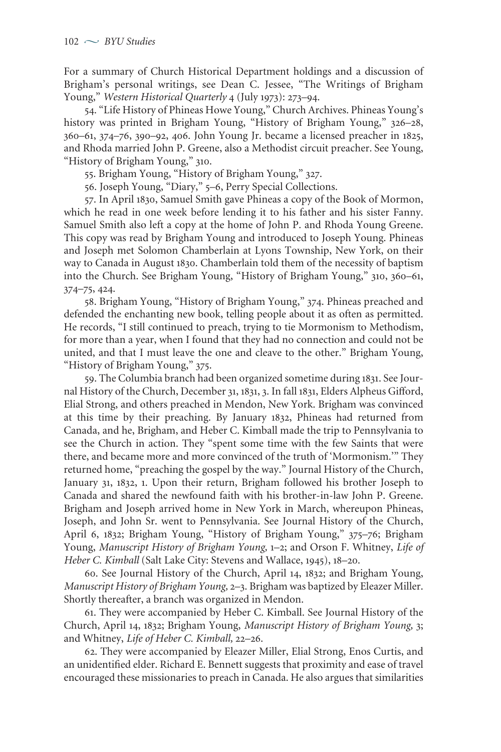For a summary of Church Historical Department holdings and a discussion of Brigham's personal writings, see Dean C. Jessee, "The Writings of Brigham Young," *Western Historical Quarterly* 4 (July 1973): 273–94.

54. "Life History of Phineas Howe Young," Church Archives. Phineas Young's history was printed in Brigham Young, "History of Brigham Young," 326–28, 360–61, 374–76, 390–92, 406. John Young Jr. became a licensed preacher in 1825, and Rhoda married John P. Greene, also a Methodist circuit preacher. See Young, "History of Brigham Young," 310.

55. Brigham Young, "History of Brigham Young," 327.

56. Joseph Young, "Diary," 5–6, Perry Special Collections.

57. In April 1830, Samuel Smith gave Phineas a copy of the Book of Mormon, which he read in one week before lending it to his father and his sister Fanny. Samuel Smith also left a copy at the home of John P. and Rhoda Young Greene. This copy was read by Brigham Young and introduced to Joseph Young. Phineas and Joseph met Solomon Chamberlain at Lyons Township, New York, on their way to Canada in August 1830. Chamberlain told them of the necessity of baptism into the Church. See Brigham Young, "History of Brigham Young," 310, 360–61, 374–75, 424.

58. Brigham Young, "History of Brigham Young," 374. Phineas preached and defended the enchanting new book, telling people about it as often as permitted. He records, "I still continued to preach, trying to tie Mormonism to Methodism, for more than a year, when I found that they had no connection and could not be united, and that I must leave the one and cleave to the other." Brigham Young, "History of Brigham Young," 375.

59. The Columbia branch had been organized sometime during 1831. See Journal History of the Church, December 31, 1831, 3. In fall 1831, Elders Alpheus Gifford, Elial Strong, and others preached in Mendon, New York. Brigham was convinced at this time by their preaching. By January 1832, Phineas had returned from Canada, and he, Brigham, and Heber C. Kimball made the trip to Pennsylvania to see the Church in action. They "spent some time with the few Saints that were there, and became more and more convinced of the truth of 'Mormonism.'" They returned home, "preaching the gospel by the way." Journal History of the Church, January 31, 1832, 1. Upon their return, Brigham followed his brother Joseph to Canada and shared the newfound faith with his brother-in-law John P. Greene. Brigham and Joseph arrived home in New York in March, whereupon Phineas, Joseph, and John Sr. went to Pennsylvania. See Journal History of the Church, April 6, 1832; Brigham Young, "History of Brigham Young," 375–76; Brigham Young, *Manuscript History of Brigham Young,* 1–2; and Orson F. Whitney, *Life of Heber C. Kimball* (Salt Lake City: Stevens and Wallace, 1945), 18–20.

60. See Journal History of the Church, April 14, 1832; and Brigham Young, *Manuscript History of Brigham Young,* 2–3. Brigham was baptized by Eleazer Miller. Shortly thereafter, a branch was organized in Mendon.

61. They were accompanied by Heber C. Kimball. See Journal History of the Church, April 14, 1832; Brigham Young, *Manuscript History of Brigham Young,* 3; and Whitney, *Life of Heber C. Kimball,* 22–26.

62. They were accompanied by Eleazer Miller, Elial Strong, Enos Curtis, and an unidentified elder. Richard E. Bennett suggests that proximity and ease of travel encouraged these missionaries to preach in Canada. He also argues that similarities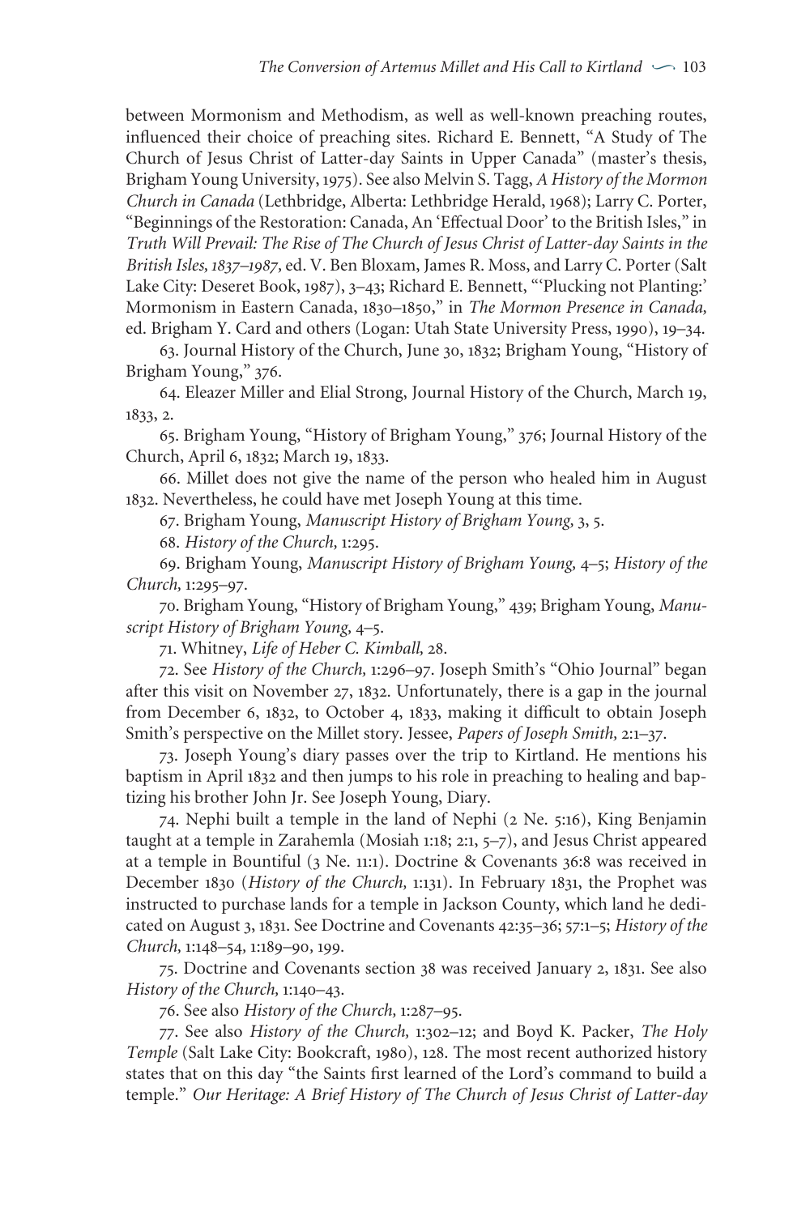between Mormonism and Methodism, as well as well-known preaching routes, influenced their choice of preaching sites. Richard E. Bennett, "A Study of The Church of Jesus Christ of Latter-day Saints in Upper Canada" (master's thesis, Brigham Young University, 1975). See also Melvin S. Tagg, *A History of the Mormon Church in Canada* (Lethbridge, Alberta: Lethbridge Herald, 1968); Larry C. Porter, "Beginnings of the Restoration: Canada, An 'Effectual Door' to the British Isles," in *Truth Will Prevail: The Rise of The Church of Jesus Christ of Latter-day Saints in the British Isles, 1837–1987,* ed. V. Ben Bloxam, James R. Moss, and Larry C. Porter (Salt Lake City: Deseret Book, 1987), 3–43; Richard E. Bennett, "'Plucking not Planting:' Mormonism in Eastern Canada, 1830–1850," in *The Mormon Presence in Canada,* ed. Brigham Y. Card and others (Logan: Utah State University Press, 1990), 19–34.

63. Journal History of the Church, June 30, 1832; Brigham Young, "History of Brigham Young," 376.

64. Eleazer Miller and Elial Strong, Journal History of the Church, March 19, 1833, 2.

65. Brigham Young, "History of Brigham Young," 376; Journal History of the Church, April 6, 1832; March 19, 1833.

66. Millet does not give the name of the person who healed him in August 1832. Nevertheless, he could have met Joseph Young at this time.

67. Brigham Young, *Manuscript History of Brigham Young,* 3, 5.

68. *History of the Church,* 1:295.

69. Brigham Young, *Manuscript History of Brigham Young,* 4–5; *History of the Church,* 1:295–97.

70. Brigham Young, "History of Brigham Young," 439; Brigham Young, *Manuscript History of Brigham Young,* 4–5.

71. Whitney, *Life of Heber C. Kimball,* 28.

72. See *History of the Church,* 1:296–97. Joseph Smith's "Ohio Journal" began after this visit on November 27, 1832. Unfortunately, there is a gap in the journal from December 6, 1832, to October 4, 1833, making it difficult to obtain Joseph Smith's perspective on the Millet story. Jessee, *Papers of Joseph Smith,* 2:1–37.

73. Joseph Young's diary passes over the trip to Kirtland. He mentions his baptism in April 1832 and then jumps to his role in preaching to healing and baptizing his brother John Jr. See Joseph Young, Diary.

74. Nephi built a temple in the land of Nephi (2 Ne. 5:16), King Benjamin taught at a temple in Zarahemla (Mosiah 1:18; 2:1, 5–7), and Jesus Christ appeared at a temple in Bountiful (3 Ne. 11:1). Doctrine & Covenants 36:8 was received in December 1830 (*History of the Church,* 1:131). In February 1831, the Prophet was instructed to purchase lands for a temple in Jackson County, which land he dedicated on August 3, 1831. See Doctrine and Covenants 42:35–36; 57:1–5; *History of the Church,* 1:148–54, 1:189–90, 199.

75. Doctrine and Covenants section 38 was received January 2, 1831. See also *History of the Church,* 1:140–43.

76. See also *History of the Church,* 1:287–95.

77. See also *History of the Church,* 1:302–12; and Boyd K. Packer, *The Holy Temple* (Salt Lake City: Bookcraft, 1980), 128. The most recent authorized history states that on this day "the Saints first learned of the Lord's command to build a temple." *Our Heritage: A Brief History of The Church of Jesus Christ of Latter-day*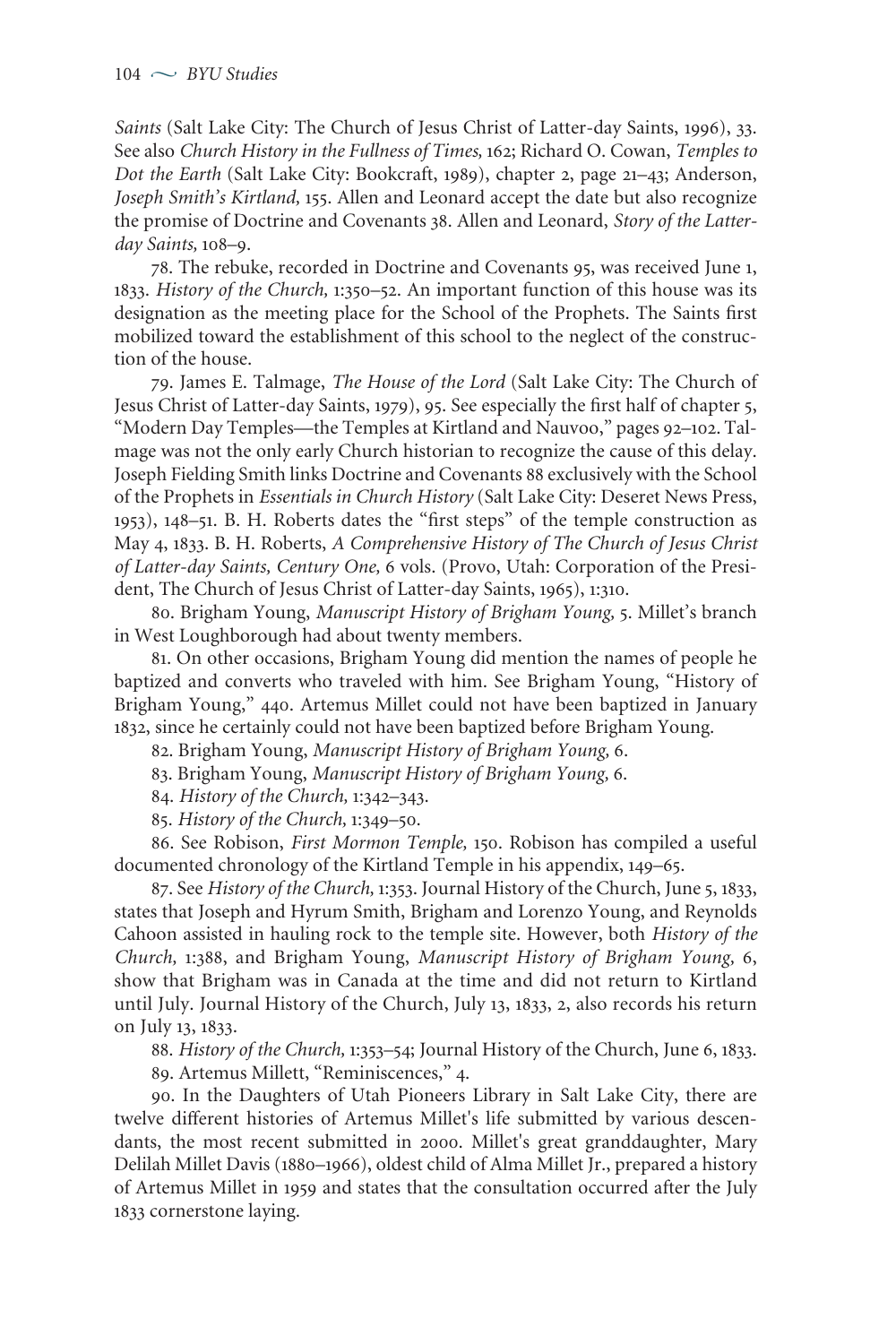*Saints* (Salt Lake City: The Church of Jesus Christ of Latter-day Saints, 1996), 33. See also *Church History in the Fullness of Times,* 162; Richard O. Cowan, *Temples to Dot the Earth* (Salt Lake City: Bookcraft, 1989), chapter 2, page 21–43; Anderson, *Joseph Smith's Kirtland,* 155. Allen and Leonard accept the date but also recognize the promise of Doctrine and Covenants 38. Allen and Leonard, *Story of the Latter-day Saints,* 108–9.

78. The rebuke, recorded in Doctrine and Covenants 95, was received June 1, 1833. *History of the Church,* 1:350–52. An important function of this house was its designation as the meeting place for the School of the Prophets. The Saints first mobilized toward the establishment of this school to the neglect of the construction of the house.

79. James E. Talmage, *The House of the Lord* (Salt Lake City: The Church of Jesus Christ of Latter-day Saints, 1979), 95. See especially the first half of chapter 5, "Modern Day Temples—the Temples at Kirtland and Nauvoo," pages 92–102. Talmage was not the only early Church historian to recognize the cause of this delay. Joseph Fielding Smith links Doctrine and Covenants 88 exclusively with the School of the Prophets in *Essentials in Church History* (Salt Lake City: Deseret News Press, 1953), 148–51. B. H. Roberts dates the "first steps" of the temple construction as May 4, 1833. B. H. Roberts, *A Comprehensive History of The Church of Jesus Christ of Latter-day Saints, Century One,* 6 vols. (Provo, Utah: Corporation of the President, The Church of Jesus Christ of Latter-day Saints, 1965), 1:310.

80. Brigham Young, *Manuscript History of Brigham Young,* 5. Millet's branch in West Loughborough had about twenty members.

81. On other occasions, Brigham Young did mention the names of people he baptized and converts who traveled with him. See Brigham Young, "History of Brigham Young," 440. Artemus Millet could not have been baptized in January 1832, since he certainly could not have been baptized before Brigham Young.

82. Brigham Young, *Manuscript History of Brigham Young,* 6.

83. Brigham Young, *Manuscript History of Brigham Young,* 6.

84. *History of the Church,* 1:342–343.

85. *History of the Church,* 1:349–50.

86. See Robison, *First Mormon Temple,* 150. Robison has compiled a useful documented chronology of the Kirtland Temple in his appendix, 149–65.

87. See *History of the Church,* 1:353. Journal History of the Church, June 5, 1833, states that Joseph and Hyrum Smith, Brigham and Lorenzo Young, and Reynolds Cahoon assisted in hauling rock to the temple site. However, both *History of the Church,* 1:388, and Brigham Young, *Manuscript History of Brigham Young,* 6, show that Brigham was in Canada at the time and did not return to Kirtland until July. Journal History of the Church, July 13, 1833, 2, also records his return on July 13, 1833.

88. *History of the Church,* 1:353–54; Journal History of the Church, June 6, 1833.

89. Artemus Millett, "Reminiscences," 4.

90. In the Daughters of Utah Pioneers Library in Salt Lake City, there are twelve different histories of Artemus Millet's life submitted by various descendants, the most recent submitted in 2000. Millet's great granddaughter, Mary Delilah Millet Davis (1880–1966), oldest child of Alma Millet Jr., prepared a history of Artemus Millet in 1959 and states that the consultation occurred after the July 1833 cornerstone laying.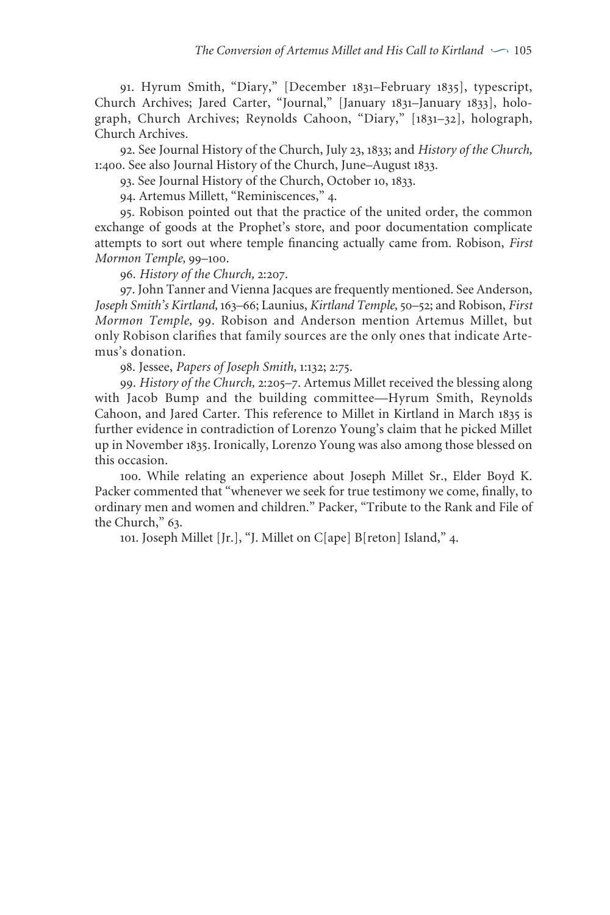91. Hyrum Smith, "Diary," [December 1831–February 1835], typescript, Church Archives; Jared Carter, "Journal," [January 1831–January 1833], holograph, Church Archives; Reynolds Cahoon, "Diary," [1831–32], holograph, Church Archives.

92. See Journal History of the Church, July 23, 1833; and *History of the Church,* 1:400. See also Journal History of the Church, June–August 1833.

93. See Journal History of the Church, October 10, 1833.

94. Artemus Millett, "Reminiscences," 4.

95. Robison pointed out that the practice of the united order, the common exchange of goods at the Prophet's store, and poor documentation complicate attempts to sort out where temple financing actually came from. Robison, *First Mormon Temple,* 99–100.

96. *History of the Church,* 2:207.

97. John Tanner and Vienna Jacques are frequently mentioned. See Anderson, *Joseph Smith's Kirtland,* 163–66; Launius, *Kirtland Temple,* 50–52; and Robison, *First Mormon Temple,* 99. Robison and Anderson mention Artemus Millet, but only Robison clarifies that family sources are the only ones that indicate Artemus's donation.

98. Jessee, *Papers of Joseph Smith,* 1:132; 2:75.

99. *History of the Church,* 2:205–7. Artemus Millet received the blessing along with Jacob Bump and the building committee—Hyrum Smith, Reynolds Cahoon, and Jared Carter. This reference to Millet in Kirtland in March 1835 is further evidence in contradiction of Lorenzo Young's claim that he picked Millet up in November 1835. Ironically, Lorenzo Young was also among those blessed on this occasion.

100. While relating an experience about Joseph Millet Sr., Elder Boyd K. Packer commented that "whenever we seek for true testimony we come, finally, to ordinary men and women and children." Packer, "Tribute to the Rank and File of the Church," 63.

101. Joseph Millet [Jr.], "J. Millet on C[ape] B[reton] Island," 4.